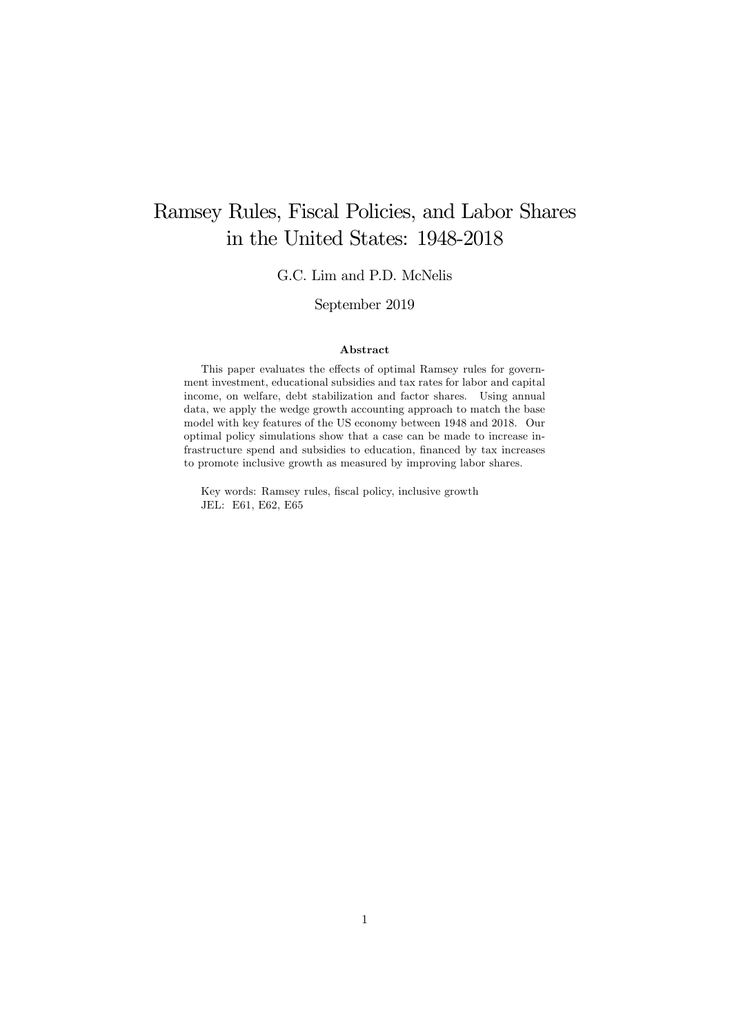# Ramsey Rules, Fiscal Policies, and Labor Shares in the United States: 1948-2018

G.C. Lim and P.D. McNelis

September 2019

### Abstract

This paper evaluates the effects of optimal Ramsey rules for government investment, educational subsidies and tax rates for labor and capital income, on welfare, debt stabilization and factor shares. Using annual data, we apply the wedge growth accounting approach to match the base model with key features of the US economy between 1948 and 2018. Our optimal policy simulations show that a case can be made to increase infrastructure spend and subsidies to education, financed by tax increases to promote inclusive growth as measured by improving labor shares.

Key words: Ramsey rules, fiscal policy, inclusive growth
JEL: E61, E62, E65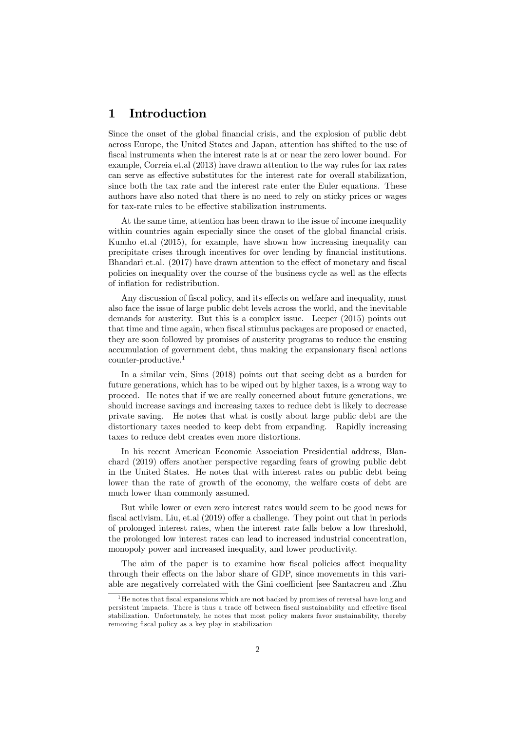# 1 Introduction

Since the onset of the global financial crisis, and the explosion of public debt across Europe, the United States and Japan, attention has shifted to the use of fiscal instruments when the interest rate is at or near the zero lower bound. For example, Correia et.al (2013) have drawn attention to the way rules for tax rates can serve as effective substitutes for the interest rate for overall stabilization, since both the tax rate and the interest rate enter the Euler equations. These authors have also noted that there is no need to rely on sticky prices or wages for tax-rate rules to be effective stabilization instruments.

At the same time, attention has been drawn to the issue of income inequality within countries again especially since the onset of the global financial crisis. Kumho et.al (2015), for example, have shown how increasing inequality can precipitate crises through incentives for over lending by financial institutions. Bhandari et.al. (2017) have drawn attention to the effect of monetary and fiscal policies on inequality over the course of the business cycle as well as the effects of inflation for redistribution.

Any discussion of fiscal policy, and its effects on welfare and inequality, must also face the issue of large public debt levels across the world, and the inevitable demands for austerity. But this is a complex issue. Leeper (2015) points out that time and time again, when fiscal stimulus packages are proposed or enacted, they are soon followed by promises of austerity programs to reduce the ensuing accumulation of government debt, thus making the expansionary fiscal actions counter-productive.[1]

In a similar vein, Sims (2018) points out that seeing debt as a burden for future generations, which has to be wiped out by higher taxes, is a wrong way to proceed. He notes that if we are really concerned about future generations, we should increase savings and increasing taxes to reduce debt is likely to decrease private saving. He notes that what is costly about large public debt are the distortionary taxes needed to keep debt from expanding. Rapidly increasing taxes to reduce debt creates even more distortions.

In his recent American Economic Association Presidential address, Blanchard (2019) offers another perspective regarding fears of growing public debt in the United States. He notes that with interest rates on public debt being lower than the rate of growth of the economy, the welfare costs of debt are much lower than commonly assumed.

But while lower or even zero interest rates would seem to be good news for fiscal activism, Liu, et.al (2019) offer a challenge. They point out that in periods of prolonged interest rates, when the interest rate falls below a low threshold, the prolonged low interest rates can lead to increased industrial concentration, monopoly power and increased inequality, and lower productivity.

The aim of the paper is to examine how fiscal policies affect inequality through their effects on the labor share of GDP, since movements in this variable are negatively correlated with the Gini coefficient [see Santacreu and .Zhu

[1] He notes that fiscal expansions which are **not** backed by promises of reversal have long and persistent impacts. There is thus a trade off between fiscal sustainability and effective fiscal stabilization. Unfortunately, he notes that most policy makers favor sustainability, thereby removing fiscal policy as a key play in stabilization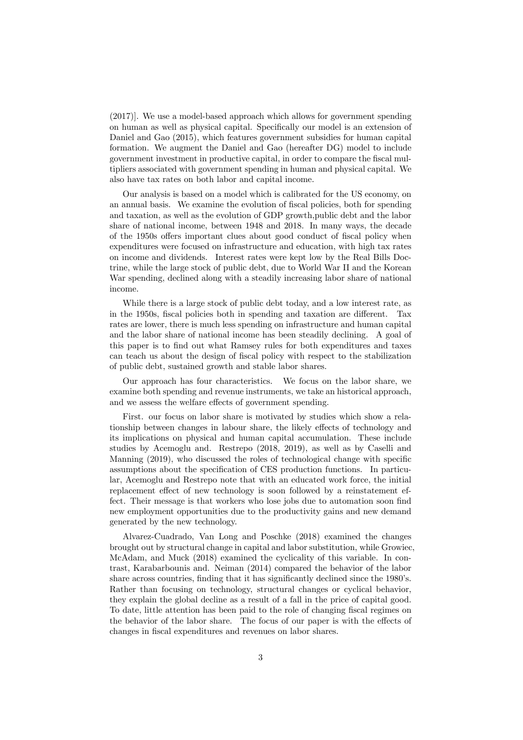(2017)]. We use a model-based approach which allows for government spending on human as well as physical capital. Specifically our model is an extension of Daniel and Gao (2015), which features government subsidies for human capital formation. We augment the Daniel and Gao (hereafter DG) model to include government investment in productive capital, in order to compare the fiscal multipliers associated with government spending in human and physical capital. We also have tax rates on both labor and capital income.

Our analysis is based on a model which is calibrated for the US economy, on an annual basis. We examine the evolution of fiscal policies, both for spending and taxation, as well as the evolution of GDP growth,public debt and the labor share of national income, between 1948 and 2018. In many ways, the decade of the 1950s offers important clues about good conduct of fiscal policy when expenditures were focused on infrastructure and education, with high tax rates on income and dividends. Interest rates were kept low by the Real Bills Doctrine, while the large stock of public debt, due to World War II and the Korean War spending, declined along with a steadily increasing labor share of national income.

While there is a large stock of public debt today, and a low interest rate, as in the 1950s, fiscal policies both in spending and taxation are different. Tax rates are lower, there is much less spending on infrastructure and human capital and the labor share of national income has been steadily declining. A goal of this paper is to find out what Ramsey rules for both expenditures and taxes can teach us about the design of fiscal policy with respect to the stabilization of public debt, sustained growth and stable labor shares.

Our approach has four characteristics. We focus on the labor share, we examine both spending and revenue instruments, we take an historical approach, and we assess the welfare effects of government spending.

First. our focus on labor share is motivated by studies which show a relationship between changes in labour share, the likely effects of technology and its implications on physical and human capital accumulation. These include studies by Acemoglu and. Restrepo (2018, 2019), as well as by Caselli and Manning (2019), who discussed the roles of technological change with specific assumptions about the specification of CES production functions. In particular, Acemoglu and Restrepo note that with an educated work force, the initial replacement effect of new technology is soon followed by a reinstatement effect. Their message is that workers who lose jobs due to automation soon find new employment opportunities due to the productivity gains and new demand generated by the new technology.

Alvarez-Cuadrado, Van Long and Poschke (2018) examined the changes brought out by structural change in capital and labor substitution, while Growiec, McAdam, and Muck (2018) examined the cyclicality of this variable. In contrast, Karabarbounis and. Neiman (2014) compared the behavior of the labor share across countries, finding that it has significantly declined since the 1980's. Rather than focusing on technology, structural changes or cyclical behavior, they explain the global decline as a result of a fall in the price of capital good. To date, little attention has been paid to the role of changing fiscal regimes on the behavior of the labor share. The focus of our paper is with the effects of changes in fiscal expenditures and revenues on labor shares.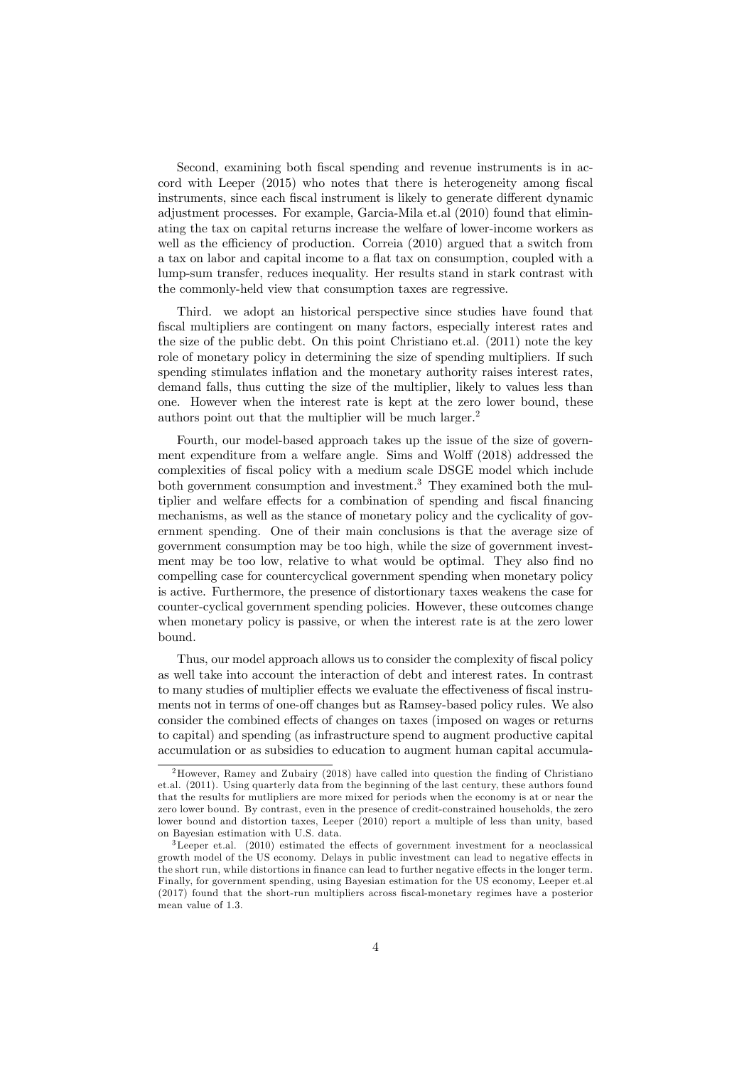Second, examining both fiscal spending and revenue instruments is in accord with Leeper (2015) who notes that there is heterogeneity among fiscal instruments, since each fiscal instrument is likely to generate different dynamic adjustment processes. For example, Garcia-Mila et.al (2010) found that eliminating the tax on capital returns increase the welfare of lower-income workers as well as the efficiency of production. Correia (2010) argued that a switch from a tax on labor and capital income to a flat tax on consumption, coupled with a lump-sum transfer, reduces inequality. Her results stand in stark contrast with the commonly-held view that consumption taxes are regressive.

Third. we adopt an historical perspective since studies have found that fiscal multipliers are contingent on many factors, especially interest rates and the size of the public debt. On this point Christiano et.al. (2011) note the key role of monetary policy in determining the size of spending multipliers. If such spending stimulates inflation and the monetary authority raises interest rates, demand falls, thus cutting the size of the multiplier, likely to values less than one. However when the interest rate is kept at the zero lower bound, these authors point out that the multiplier will be much larger.[2]

Fourth, our model-based approach takes up the issue of the size of government expenditure from a welfare angle. Sims and Wolff (2018) addressed the complexities of fiscal policy with a medium scale DSGE model which include both government consumption and investment.[3] They examined both the multiplier and welfare effects for a combination of spending and fiscal financing mechanisms, as well as the stance of monetary policy and the cyclicality of government spending. One of their main conclusions is that the average size of government consumption may be too high, while the size of government investment may be too low, relative to what would be optimal. They also find no compelling case for countercyclical government spending when monetary policy is active. Furthermore, the presence of distortionary taxes weakens the case for counter-cyclical government spending policies. However, these outcomes change when monetary policy is passive, or when the interest rate is at the zero lower bound.

Thus, our model approach allows us to consider the complexity of fiscal policy as well take into account the interaction of debt and interest rates. In contrast to many studies of multiplier effects we evaluate the effectiveness of fiscal instruments not in terms of one-off changes but as Ramsey-based policy rules. We also consider the combined effects of changes on taxes (imposed on wages or returns to capital) and spending (as infrastructure spend to augment productive capital accumulation or as subsidies to education to augment human capital accumula-

---

[2] However, Ramey and Zubairy (2018) have called into question the finding of Christiano et.al. (2011). Using quarterly data from the beginning of the last century, these authors found that the results for mutlipliers are more mixed for periods when the economy is at or near the zero lower bound. By contrast, even in the presence of credit-constrained households, the zero lower bound and distortion taxes, Leeper (2010) report a multiple of less than unity, based on Bayesian estimation with U.S. data.

[3] Leeper et.al. (2010) estimated the effects of government investment for a neoclassical growth model of the US economy. Delays in public investment can lead to negative effects in the short run, while distortions in finance can lead to further negative effects in the longer term. Finally, for government spending, using Bayesian estimation for the US economy, Leeper et.al (2017) found that the short-run multipliers across fiscal-monetary regimes have a posterior mean value of 1.3.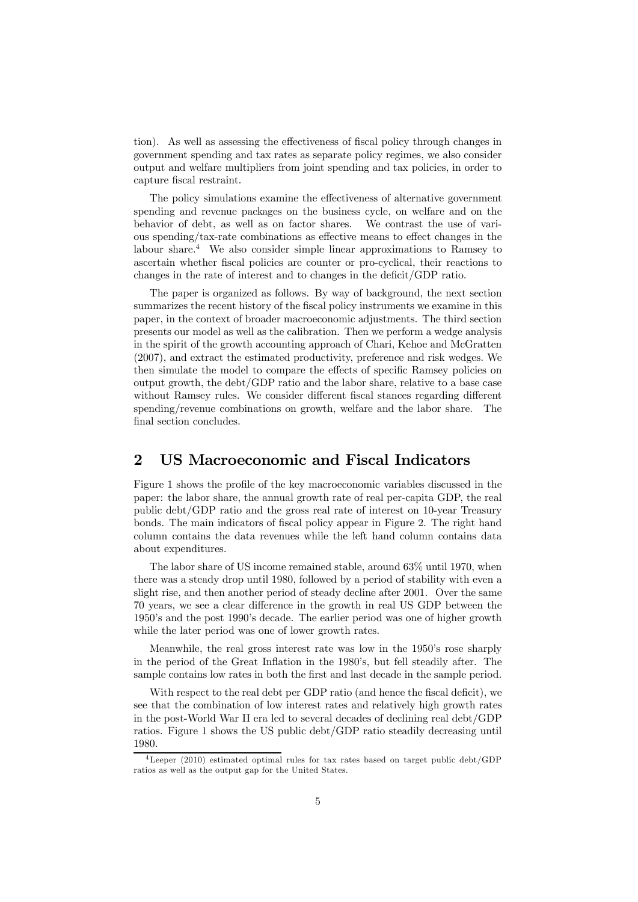tion). As well as assessing the effectiveness of fiscal policy through changes in government spending and tax rates as separate policy regimes, we also consider output and welfare multipliers from joint spending and tax policies, in order to capture fiscal restraint.

The policy simulations examine the effectiveness of alternative government spending and revenue packages on the business cycle, on welfare and on the behavior of debt, as well as on factor shares. We contrast the use of various spending/tax-rate combinations as effective means to effect changes in the labour share.[4] We also consider simple linear approximations to Ramsey to ascertain whether fiscal policies are counter or pro-cyclical, their reactions to changes in the rate of interest and to changes in the deficit/GDP ratio.

The paper is organized as follows. By way of background, the next section summarizes the recent history of the fiscal policy instruments we examine in this paper, in the context of broader macroeconomic adjustments. The third section presents our model as well as the calibration. Then we perform a wedge analysis in the spirit of the growth accounting approach of Chari, Kehoe and McGratten (2007), and extract the estimated productivity, preference and risk wedges. We then simulate the model to compare the effects of specific Ramsey policies on output growth, the debt/GDP ratio and the labor share, relative to a base case without Ramsey rules. We consider different fiscal stances regarding different spending/revenue combinations on growth, welfare and the labor share. The final section concludes.

## 2 US Macroeconomic and Fiscal Indicators

Figure 1 shows the profile of the key macroeconomic variables discussed in the paper: the labor share, the annual growth rate of real per-capita GDP, the real public debt/GDP ratio and the gross real rate of interest on 10-year Treasury bonds. The main indicators of fiscal policy appear in Figure 2. The right hand column contains the data revenues while the left hand column contains data about expenditures.

The labor share of US income remained stable, around 63% until 1970, when there was a steady drop until 1980, followed by a period of stability with even a slight rise, and then another period of steady decline after 2001. Over the same 70 years, we see a clear difference in the growth in real US GDP between the 1950's and the post 1990's decade. The earlier period was one of higher growth while the later period was one of lower growth rates.

Meanwhile, the real gross interest rate was low in the 1950's rose sharply in the period of the Great Inflation in the 1980's, but fell steadily after. The sample contains low rates in both the first and last decade in the sample period.

With respect to the real debt per GDP ratio (and hence the fiscal deficit), we see that the combination of low interest rates and relatively high growth rates in the post-World War II era led to several decades of declining real debt/GDP ratios. Figure 1 shows the US public debt/GDP ratio steadily decreasing until 1980.

[4] Leeper (2010) estimated optimal rules for tax rates based on target public debt/GDP ratios as well as the output gap for the United States.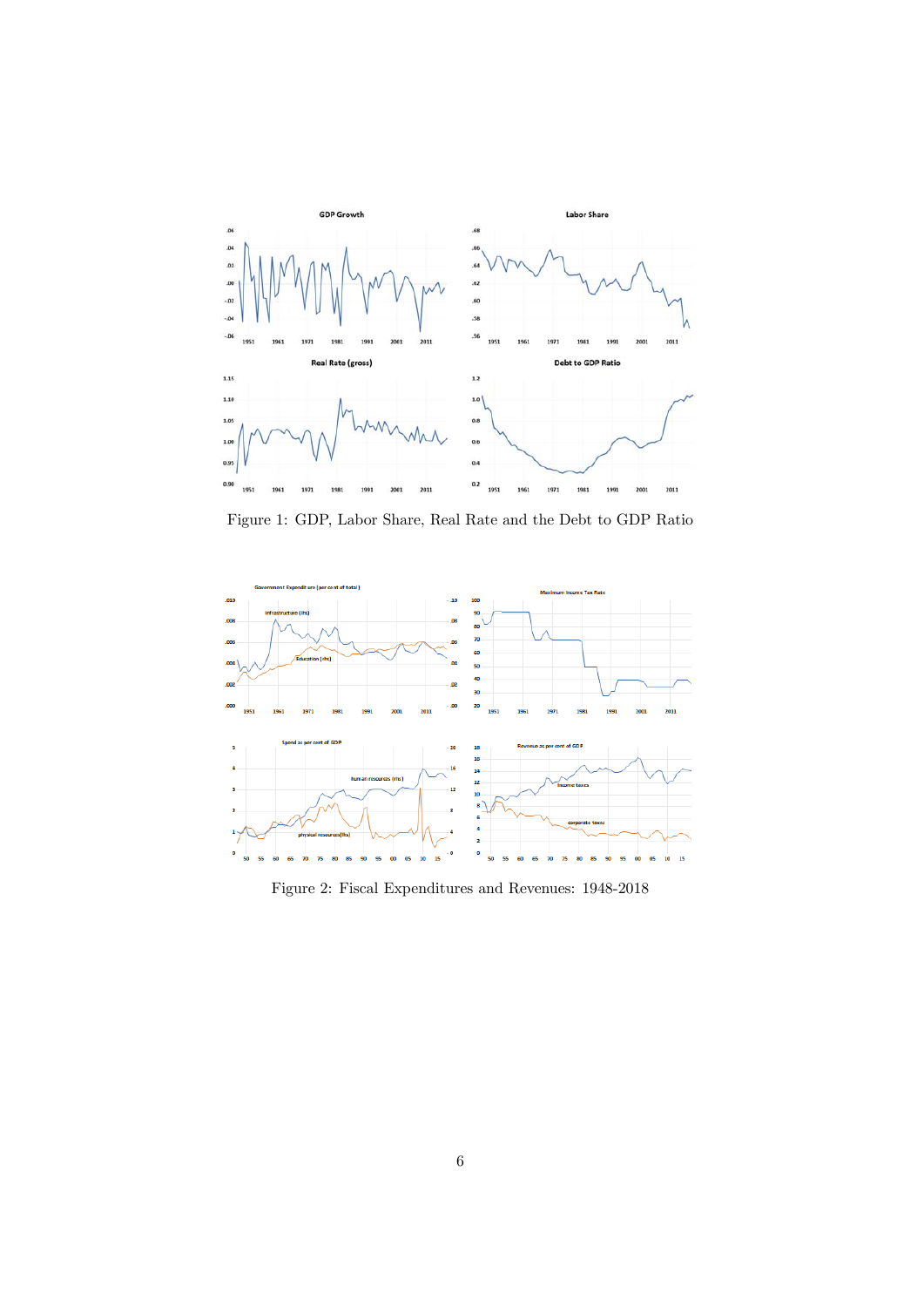Figure 1: GDP, Labor Share, Real Rate and the Debt to GDP Ratio

Figure 2: Fiscal Expenditures and Revenues: 1948-2018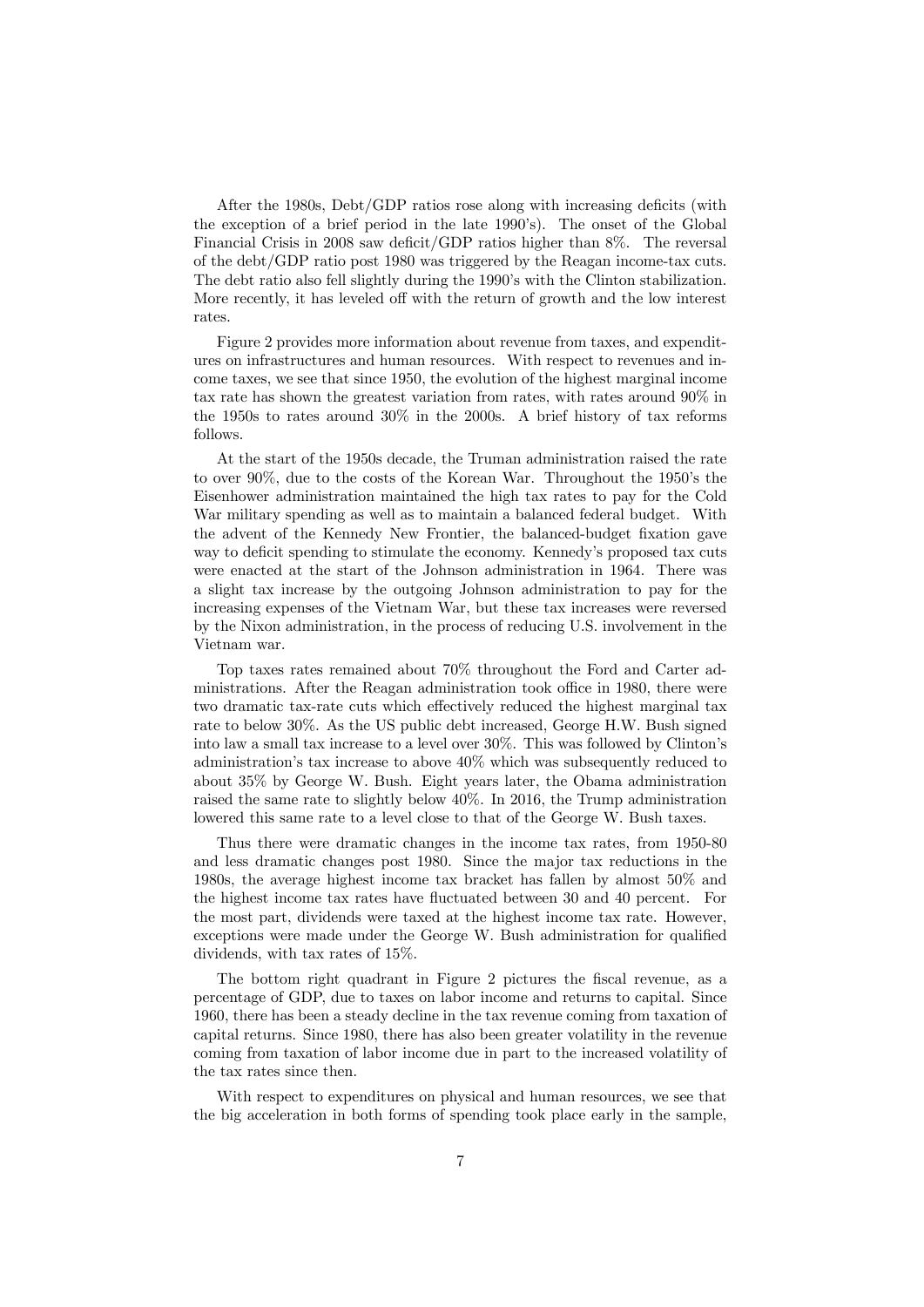After the 1980s, Debt/GDP ratios rose along with increasing deficits (with the exception of a brief period in the late 1990's). The onset of the Global Financial Crisis in 2008 saw deficit/GDP ratios higher than 8%. The reversal of the debt/GDP ratio post 1980 was triggered by the Reagan income-tax cuts. The debt ratio also fell slightly during the 1990's with the Clinton stabilization. More recently, it has leveled off with the return of growth and the low interest rates.

Figure 2 provides more information about revenue from taxes, and expenditures on infrastructures and human resources. With respect to revenues and income taxes, we see that since 1950, the evolution of the highest marginal income tax rate has shown the greatest variation from rates, with rates around 90% in the 1950s to rates around 30% in the 2000s. A brief history of tax reforms follows.

At the start of the 1950s decade, the Truman administration raised the rate to over 90%, due to the costs of the Korean War. Throughout the 1950's the Eisenhower administration maintained the high tax rates to pay for the Cold War military spending as well as to maintain a balanced federal budget. With the advent of the Kennedy New Frontier, the balanced-budget fixation gave way to deficit spending to stimulate the economy. Kennedy's proposed tax cuts were enacted at the start of the Johnson administration in 1964. There was a slight tax increase by the outgoing Johnson administration to pay for the increasing expenses of the Vietnam War, but these tax increases were reversed by the Nixon administration, in the process of reducing U.S. involvement in the Vietnam war.

Top taxes rates remained about 70% throughout the Ford and Carter administrations. After the Reagan administration took office in 1980, there were two dramatic tax-rate cuts which effectively reduced the highest marginal tax rate to below 30%. As the US public debt increased, George H.W. Bush signed into law a small tax increase to a level over 30%. This was followed by Clinton's administration's tax increase to above 40% which was subsequently reduced to about 35% by George W. Bush. Eight years later, the Obama administration raised the same rate to slightly below 40%. In 2016, the Trump administration lowered this same rate to a level close to that of the George W. Bush taxes.

Thus there were dramatic changes in the income tax rates, from 1950-80 and less dramatic changes post 1980. Since the major tax reductions in the 1980s, the average highest income tax bracket has fallen by almost 50% and the highest income tax rates have fluctuated between 30 and 40 percent. For the most part, dividends were taxed at the highest income tax rate. However, exceptions were made under the George W. Bush administration for qualified dividends, with tax rates of 15%.

The bottom right quadrant in Figure 2 pictures the fiscal revenue, as a percentage of GDP, due to taxes on labor income and returns to capital. Since 1960, there has been a steady decline in the tax revenue coming from taxation of capital returns. Since 1980, there has also been greater volatility in the revenue coming from taxation of labor income due in part to the increased volatility of the tax rates since then.

With respect to expenditures on physical and human resources, we see that the big acceleration in both forms of spending took place early in the sample,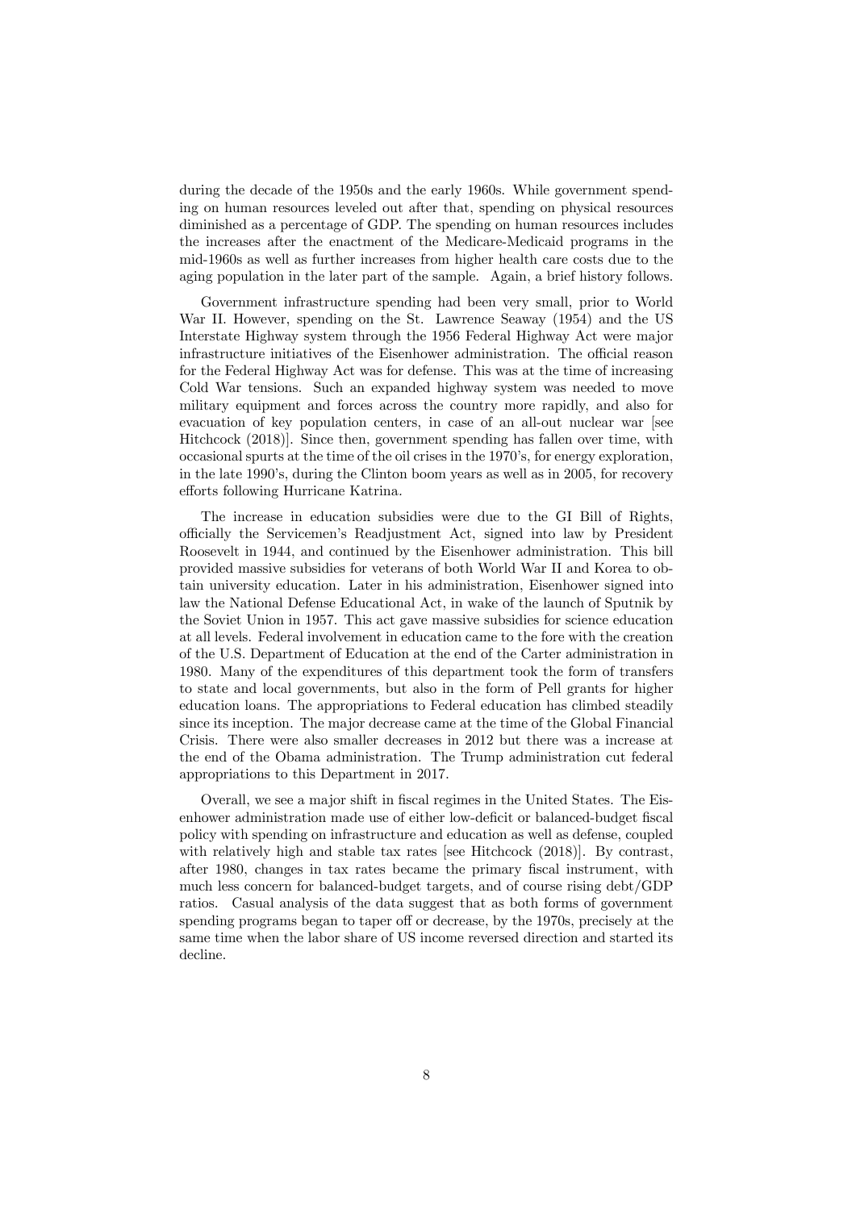during the decade of the 1950s and the early 1960s. While government spending on human resources leveled out after that, spending on physical resources diminished as a percentage of GDP. The spending on human resources includes the increases after the enactment of the Medicare-Medicaid programs in the mid-1960s as well as further increases from higher health care costs due to the aging population in the later part of the sample. Again, a brief history follows.

Government infrastructure spending had been very small, prior to World War II. However, spending on the St. Lawrence Seaway (1954) and the US Interstate Highway system through the 1956 Federal Highway Act were major infrastructure initiatives of the Eisenhower administration. The official reason for the Federal Highway Act was for defense. This was at the time of increasing Cold War tensions. Such an expanded highway system was needed to move military equipment and forces across the country more rapidly, and also for evacuation of key population centers, in case of an all-out nuclear war [see Hitchcock (2018)]. Since then, government spending has fallen over time, with occasional spurts at the time of the oil crises in the 1970's, for energy exploration, in the late 1990's, during the Clinton boom years as well as in 2005, for recovery efforts following Hurricane Katrina.

The increase in education subsidies were due to the GI Bill of Rights, officially the Servicemen's Readjustment Act, signed into law by President Roosevelt in 1944, and continued by the Eisenhower administration. This bill provided massive subsidies for veterans of both World War II and Korea to obtain university education. Later in his administration, Eisenhower signed into law the National Defense Educational Act, in wake of the launch of Sputnik by the Soviet Union in 1957. This act gave massive subsidies for science education at all levels. Federal involvement in education came to the fore with the creation of the U.S. Department of Education at the end of the Carter administration in 1980. Many of the expenditures of this department took the form of transfers to state and local governments, but also in the form of Pell grants for higher education loans. The appropriations to Federal education has climbed steadily since its inception. The major decrease came at the time of the Global Financial Crisis. There were also smaller decreases in 2012 but there was a increase at the end of the Obama administration. The Trump administration cut federal appropriations to this Department in 2017.

Overall, we see a major shift in fiscal regimes in the United States. The Eisenhower administration made use of either low-deficit or balanced-budget fiscal policy with spending on infrastructure and education as well as defense, coupled with relatively high and stable tax rates [see Hitchcock (2018)]. By contrast, after 1980, changes in tax rates became the primary fiscal instrument, with much less concern for balanced-budget targets, and of course rising debt/GDP ratios. Casual analysis of the data suggest that as both forms of government spending programs began to taper off or decrease, by the 1970s, precisely at the same time when the labor share of US income reversed direction and started its decline.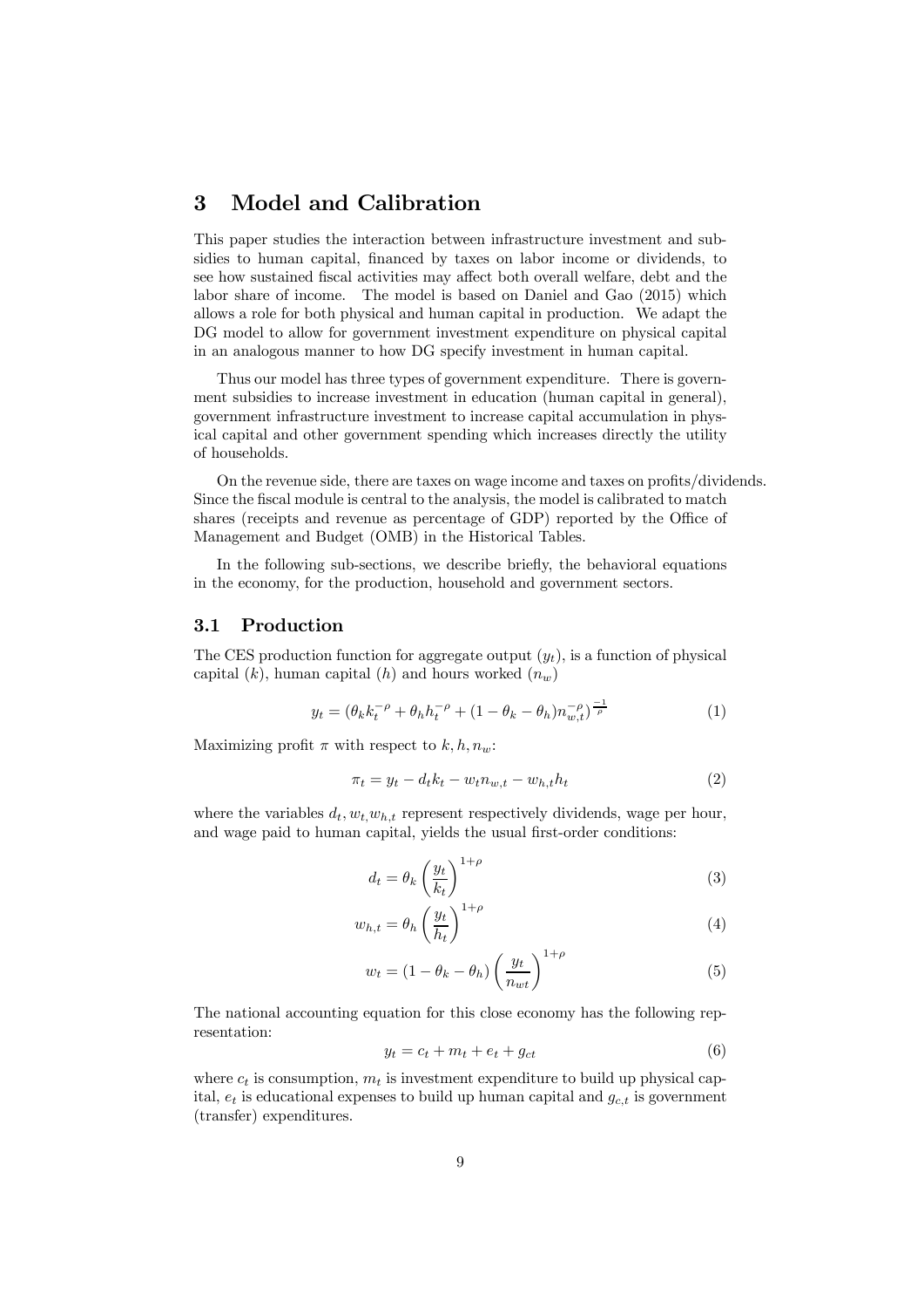# 3 Model and Calibration

This paper studies the interaction between infrastructure investment and subsidies to human capital, financed by taxes on labor income or dividends, to see how sustained fiscal activities may affect both overall welfare, debt and the labor share of income. The model is based on Daniel and Gao (2015) which allows a role for both physical and human capital in production. We adapt the DG model to allow for government investment expenditure on physical capital in an analogous manner to how DG specify investment in human capital.

Thus our model has three types of government expenditure. There is government subsidies to increase investment in education (human capital in general), government infrastructure investment to increase capital accumulation in physical capital and other government spending which increases directly the utility of households.

On the revenue side, there are taxes on wage income and taxes on profits/dividends. Since the fiscal module is central to the analysis, the model is calibrated to match shares (receipts and revenue as percentage of GDP) reported by the Office of Management and Budget (OMB) in the Historical Tables.

In the following sub-sections, we describe briefly, the behavioral equations in the economy, for the production, household and government sectors.

## 3.1 Production

The CES production function for aggregate output ($y_t$), is a function of physical capital ($k$), human capital ($h$) and hours worked ($n_w$)

$$y_t = (\theta_k k_t^{-\rho} + \theta_h h_t^{-\rho} + (1 - \theta_k - \theta_h) n_{w,t}^{-\rho})^{\frac{-1}{\rho}} \tag{1}$$

Maximizing profit $\pi$ with respect to $k, h, n_w$:

$$\pi_t = y_t - d_t k_t - w_t n_{w,t} - w_{h,t} h_t \tag{2}$$

where the variables $d_t, w_t, w_{h,t}$ represent respectively dividends, wage per hour, and wage paid to human capital, yields the usual first-order conditions:

$$d_t = \theta_k \left( \frac{y_t}{k_t} \right)^{1+\rho} \tag{3}$$

$$w_{h,t} = \theta_h \left( \frac{y_t}{h_t} \right)^{1+\rho} \tag{4}$$

$$w_t = (1 - \theta_k - \theta_h) \left( \frac{y_t}{n_{wt}} \right)^{1+\rho} \tag{5}$$

The national accounting equation for this close economy has the following representation:

$$y_t = c_t + m_t + e_t + g_{ct} \tag{6}$$

where $c_t$ is consumption, $m_t$ is investment expenditure to build up physical capital, $e_t$ is educational expenses to build up human capital and $g_{c,t}$ is government (transfer) expenditures.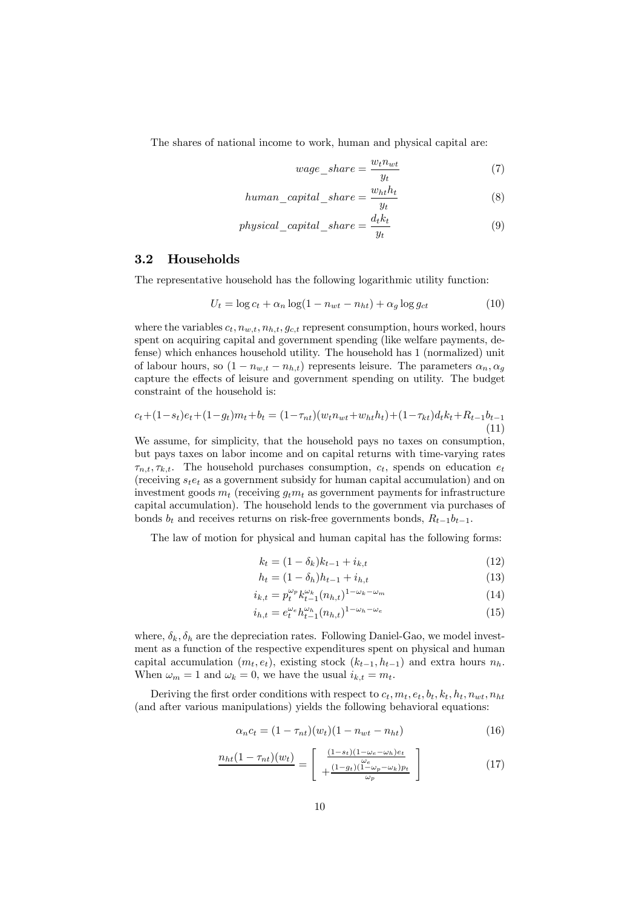The shares of national income to work, human and physical capital are:

$$wage\_share = \frac{w_t n_{wt}}{y_t} \tag{7}$$

$$human\_capital\_share = \frac{w_{ht} h_t}{y_t} \tag{8}$$

$$physical\_capital\_share = \frac{d_t k_t}{y_t} \tag{9}$$

### 3.2 Households

The representative household has the following logarithmic utility function:

$$U_t = \log c_t + \alpha_n \log(1 - n_{wt} - n_{ht}) + \alpha_g \log g_{ct} \tag{10}$$

where the variables $c_t, n_{w,t}, n_{h,t}, g_{c,t}$ represent consumption, hours worked, hours spent on acquiring capital and government spending (like welfare payments, defense) which enhances household utility. The household has 1 (normalized) unit of labour hours, so $(1 - n_{w,t} - n_{h,t})$ represents leisure. The parameters $\alpha_n, \alpha_g$ capture the effects of leisure and government spending on utility. The budget constraint of the household is:

$$c_t + (1-s_t)e_t + (1-g_t)m_t + b_t = (1-\tau_{nt})(w_t n_{wt} + w_{ht} h_t) + (1-\tau_{kt}) d_t k_t + R_{t-1} b_{t-1} \tag{11}$$

We assume, for simplicity, that the household pays no taxes on consumption, but pays taxes on labor income and on capital returns with time-varying rates $\tau_{n,t}, \tau_{k,t}$. The household purchases consumption, $c_t$, spends on education $e_t$ (receiving $s_t e_t$ as a government subsidy for human capital accumulation) and on investment goods $m_t$ (receiving $g_t m_t$ as government payments for infrastructure capital accumulation). The household lends to the government via purchases of bonds $b_t$ and receives returns on risk-free governments bonds, $R_{t-1} b_{t-1}$.

The law of motion for physical and human capital has the following forms:

$$k_t = (1-\delta_k) k_{t-1} + i_{k,t} \tag{12}$$

$$h_t = (1-\delta_h) h_{t-1} + i_{h,t} \tag{13}$$

$$i_{k,t} = p_t^{\omega_p} k_{t-1}^{\omega_k} (n_{h,t})^{1-\omega_k-\omega_m} \tag{14}$$

$$i_{h,t} = e_t^{\omega_e} h_{t-1}^{\omega_h} (n_{h,t})^{1-\omega_h-\omega_e} \tag{15}$$

where, $\delta_k, \delta_h$ are the depreciation rates. Following Daniel-Gao, we model investment as a function of the respective expenditures spent on physical and human capital accumulation $(m_t, e_t)$, existing stock $(k_{t-1}, h_{t-1})$ and extra hours $n_h$. When $\omega_m = 1$ and $\omega_k = 0$, we have the usual $i_{k,t} = m_t$.

Deriving the first order conditions with respect to $c_t, m_t, e_t, b_t, k_t, h_t, n_{wt}, n_{ht}$ (and after various manipulations) yields the following behavioral equations:

$$\alpha_n c_t = (1-\tau_{nt})(w_t)(1 - n_{wt} - n_{ht}) \tag{16}$$

$$\underline{n_{ht}(1-\tau_{nt})(w_t)} = \left[ \begin{array}{c} \frac{(1-s_t)(1-\omega_e-\omega_h)e_t}{\omega_e} \\ + \frac{(1-g_t)(1-\omega_p-\omega_k)p_t}{\omega_p} \end{array} \right] \tag{17}$$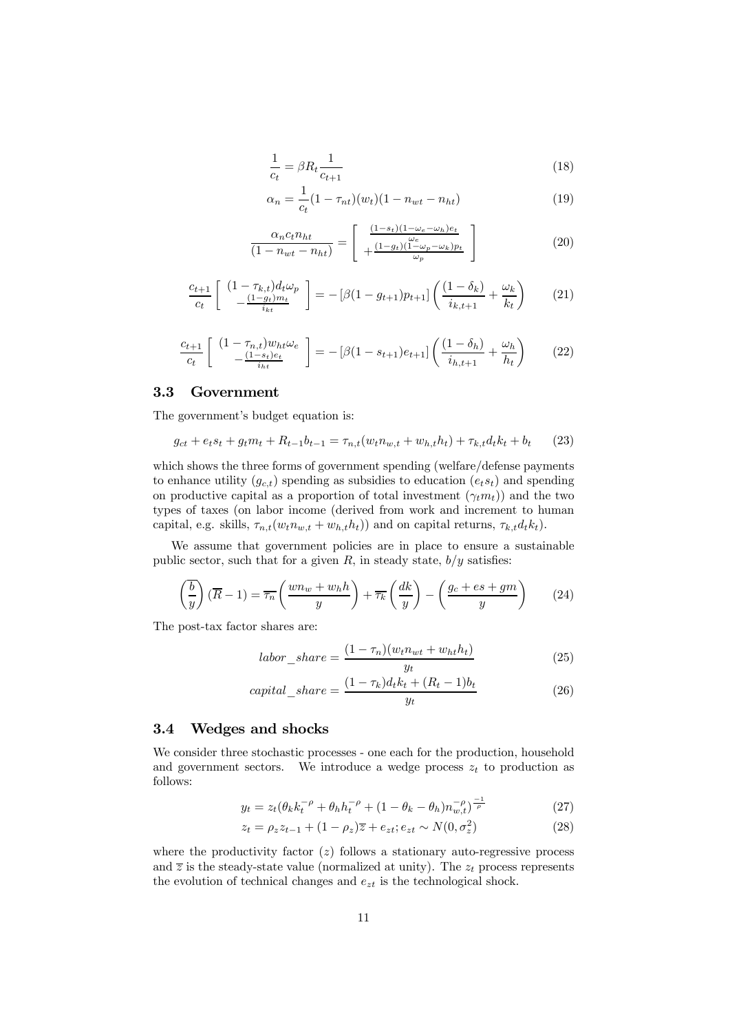$$\frac{1}{c_t} = \beta R_t \frac{1}{c_{t+1}} \tag{18}$$

$$\alpha_n = \frac{1}{c_t}(1-\tau_{nt})(w_t)(1-n_{wt}-n_{ht}) \tag{19}$$

$$\frac{\alpha_n c_t n_{ht}}{(1-n_{wt}-n_{ht})} = \left[ \begin{array}{c} \frac{(1-s_t)(1-\omega_e-\omega_h)e_t}{\omega_e} \\ +\frac{(1-g_t)(1-\omega_p-\omega_k)p_t}{\omega_p} \end{array} \right] \tag{20}$$

$$\frac{c_{t+1}}{c_t} \left[ \begin{array}{c} (1-\tau_{k,t})d_t\omega_p \\ -\frac{(1-g_t)m_t}{i_{kt}} \end{array} \right] = -\left[\beta(1-g_{t+1})p_{t+1}\right]\left(\frac{(1-\delta_k)}{i_{k,t+1}} + \frac{\omega_k}{k_t}\right) \tag{21}$$

$$\frac{c_{t+1}}{c_t} \left[ \begin{array}{c} (1-\tau_{n,t})w_{ht}\omega_e \\ -\frac{(1-s_t)e_t}{i_{ht}} \end{array} \right] = -\left[\beta(1-s_{t+1})e_{t+1}\right]\left(\frac{(1-\delta_h)}{i_{h,t+1}} + \frac{\omega_h}{h_t}\right) \tag{22}$$

## 3.3 Government

The government's budget equation is:

$$g_{ct} + e_t s_t + g_t m_t + R_{t-1}b_{t-1} = \tau_{n,t}(w_t n_{w,t} + w_{h,t}h_t) + \tau_{k,t}d_t k_t + b_t \tag{23}$$

which shows the three forms of government spending (welfare/defense payments to enhance utility ($g_{c,t}$) spending as subsidies to education ($e_t s_t$) and spending on productive capital as a proportion of total investment ($\gamma_t m_t$)) and the two types of taxes (on labor income (derived from work and increment to human capital, e.g. skills, $\tau_{n,t}(w_t n_{w,t} + w_{h,t}h_t)$) and on capital returns, $\tau_{k,t}d_t k_t$).

We assume that government policies are in place to ensure a sustainable public sector, such that for a given $R$, in steady state, $b/y$ satisfies:

$$\left(\frac{\overline{b}}{y}\right)(\overline{R}-1) = \overline{\tau_n}\left(\frac{wn_w + w_h h}{y}\right) + \overline{\tau_k}\left(\frac{dk}{y}\right) - \left(\frac{g_c + es + gm}{y}\right) \tag{24}$$

The post-tax factor shares are:

$$labor\_share = \frac{(1-\tau_n)(w_t n_{wt} + w_{ht}h_t)}{y_t} \tag{25}$$

$$capital\_share = \frac{(1-\tau_k)d_t k_t + (R_t - 1)b_t}{y_t} \tag{26}$$

## 3.4 Wedges and shocks

We consider three stochastic processes - one each for the production, household and government sectors. We introduce a wedge process $z_t$ to production as follows:

$$y_t = z_t(\theta_k k_t^{-\rho} + \theta_h h_t^{-\rho} + (1-\theta_k-\theta_h)n_{w,t}^{-\rho})^{\frac{-1}{\rho}} \tag{27}$$

$$z_t = \rho_z z_{t-1} + (1-\rho_z)\overline{z} + e_{zt}; e_{zt} \sim N(0, \sigma_z^2) \tag{28}$$

where the productivity factor ($z$) follows a stationary auto-regressive process and $\overline{z}$ is the steady-state value (normalized at unity). The $z_t$ process represents the evolution of technical changes and $e_{zt}$ is the technological shock.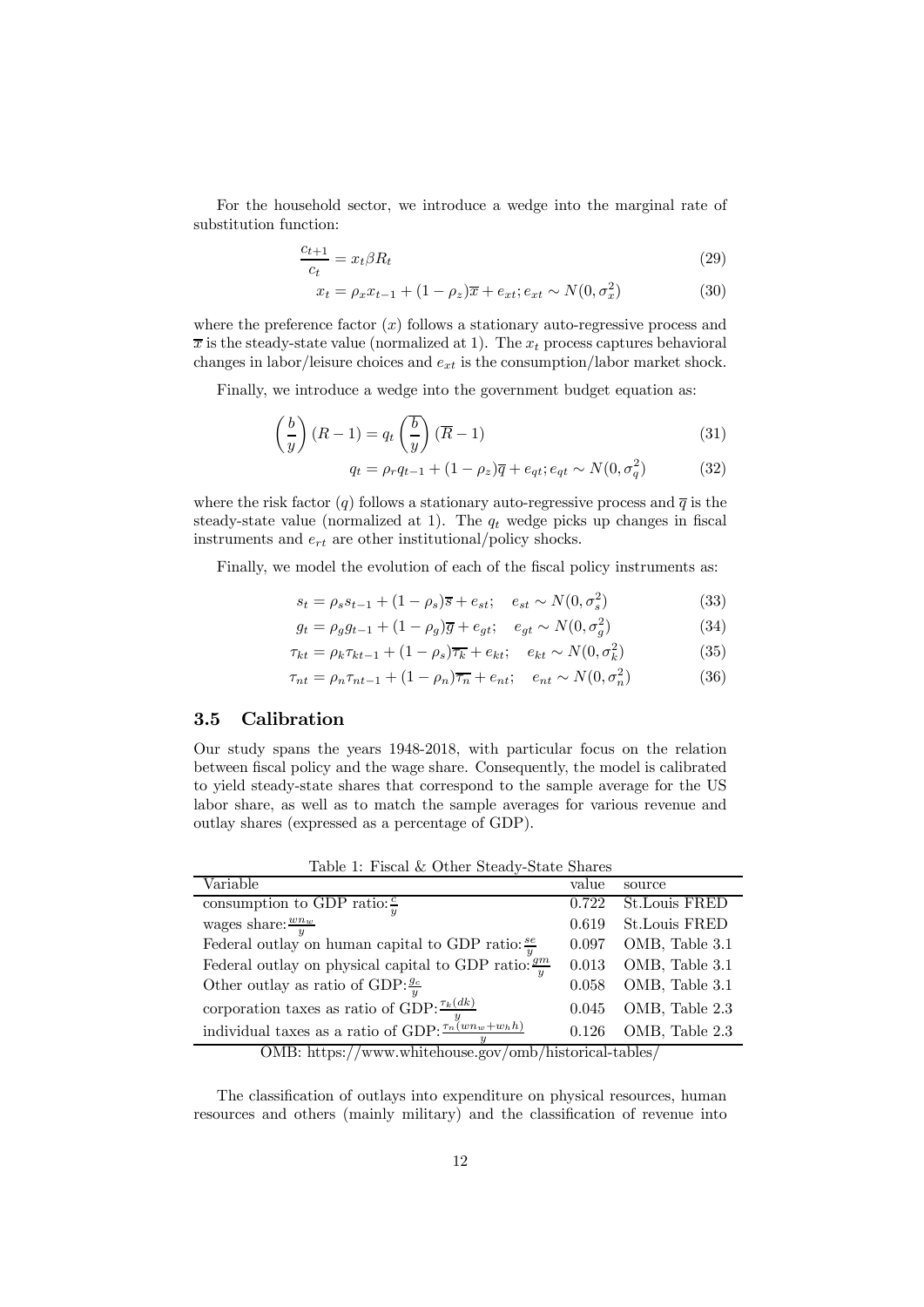For the household sector, we introduce a wedge into the marginal rate of substitution function:

$$\frac{c_{t+1}}{c_t} = x_t \beta R_t \tag{29}$$

$$x_t = \rho_x x_{t-1} + (1 - \rho_z)\overline{x} + e_{xt}; e_{xt} \sim N(0, \sigma_x^2) \tag{30}$$

where the preference factor ($x$) follows a stationary auto-regressive process and $\overline{x}$ is the steady-state value (normalized at 1). The $x_t$ process captures behavioral changes in labor/leisure choices and $e_{xt}$ is the consumption/labor market shock.

Finally, we introduce a wedge into the government budget equation as:

$$\left(\frac{b}{y}\right)(R - 1) = q_t \left(\frac{\overline{b}}{y}\right)(\overline{R} - 1) \tag{31}$$

$$q_t = \rho_r q_{t-1} + (1 - \rho_z)\overline{q} + e_{qt}; e_{qt} \sim N(0, \sigma_q^2) \tag{32}$$

where the risk factor ($q$) follows a stationary auto-regressive process and $\overline{q}$ is the steady-state value (normalized at 1). The $q_t$ wedge picks up changes in fiscal instruments and $e_{rt}$ are other institutional/policy shocks.

Finally, we model the evolution of each of the fiscal policy instruments as:

$$s_t = \rho_s s_{t-1} + (1 - \rho_s)\overline{s} + e_{st}; \quad e_{st} \sim N(0, \sigma_s^2) \tag{33}$$

$$g_t = \rho_g g_{t-1} + (1 - \rho_g)\overline{g} + e_{gt}; \quad e_{gt} \sim N(0, \sigma_g^2) \tag{34}$$

$$\tau_{kt} = \rho_k \tau_{kt-1} + (1 - \rho_s)\overline{\tau_k} + e_{kt}; \quad e_{kt} \sim N(0, \sigma_k^2) \tag{35}$$

$$\tau_{nt} = \rho_n \tau_{nt-1} + (1 - \rho_n)\overline{\tau_n} + e_{nt}; \quad e_{nt} \sim N(0, \sigma_n^2) \tag{36}$$

### 3.5 Calibration

Our study spans the years 1948-2018, with particular focus on the relation between fiscal policy and the wage share. Consequently, the model is calibrated to yield steady-state shares that correspond to the sample average for the US labor share, as well as to match the sample averages for various revenue and outlay shares (expressed as a percentage of GDP).

Table 1: Fiscal & Other Steady-State Shares

| Variable | value | source |
|---|---|---|
| consumption to GDP ratio: $\frac{c}{y}$ | 0.722 | St.Louis FRED |
| wages share: $\frac{wn_w}{y}$ | 0.619 | St.Louis FRED |
| Federal outlay on human capital to GDP ratio: $\frac{se}{y}$ | 0.097 | OMB, Table 3.1 |
| Federal outlay on physical capital to GDP ratio: $\frac{gm}{y}$ | 0.013 | OMB, Table 3.1 |
| Other outlay as ratio of GDP: $\frac{g_c}{y}$ | 0.058 | OMB, Table 3.1 |
| corporation taxes as ratio of GDP: $\frac{\tau_k(dk)}{y}$ | 0.045 | OMB, Table 2.3 |
| individual taxes as a ratio of GDP: $\frac{\tau_n(wn_w+w_h h)}{y}$ | 0.126 | OMB, Table 2.3 |

OMB: https://www.whitehouse.gov/omb/historical-tables/

The classification of outlays into expenditure on physical resources, human resources and others (mainly military) and the classification of revenue into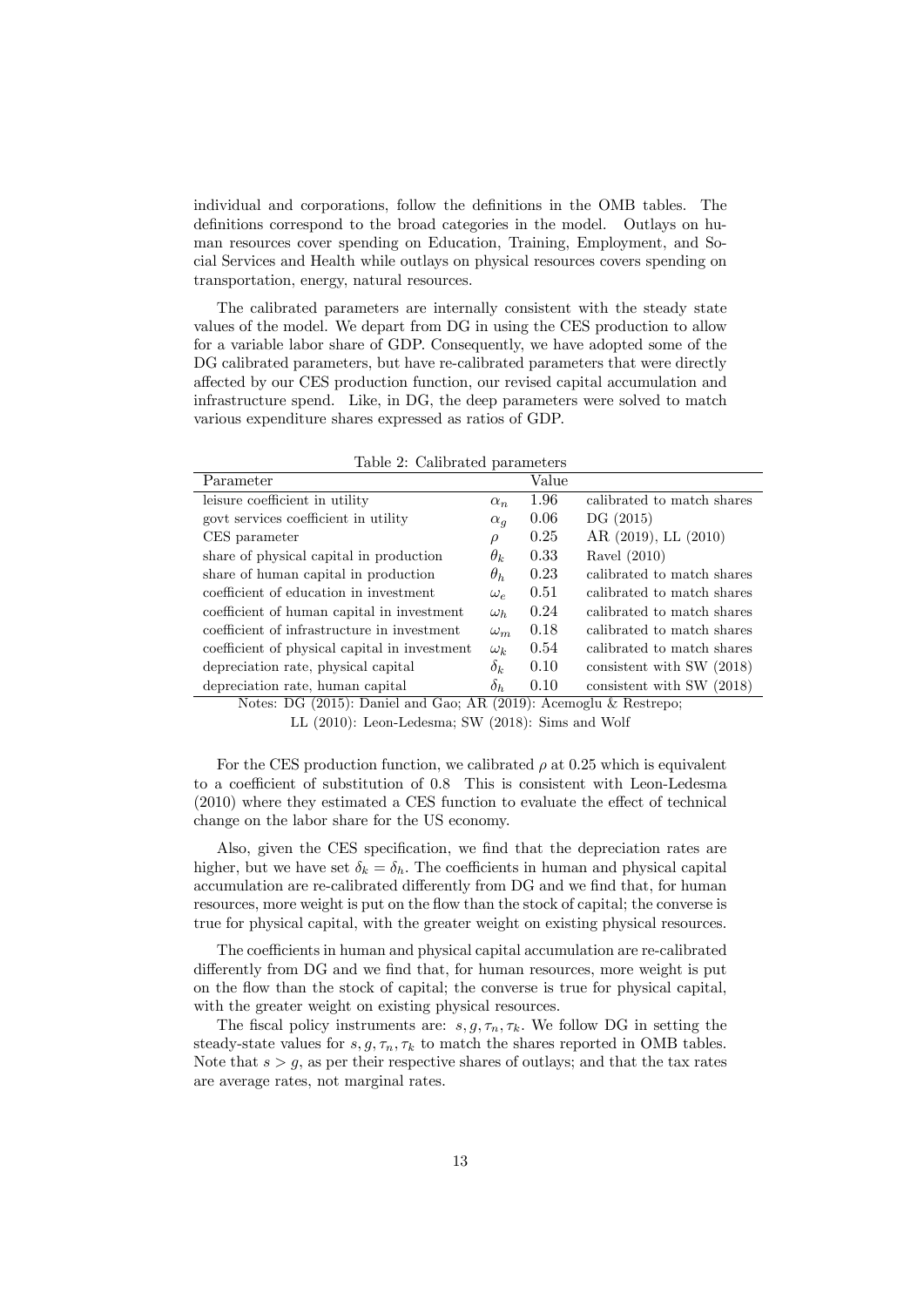individual and corporations, follow the definitions in the OMB tables. The definitions correspond to the broad categories in the model. Outlays on human resources cover spending on Education, Training, Employment, and Social Services and Health while outlays on physical resources covers spending on transportation, energy, natural resources.

The calibrated parameters are internally consistent with the steady state values of the model. We depart from DG in using the CES production to allow for a variable labor share of GDP. Consequently, we have adopted some of the DG calibrated parameters, but have re-calibrated parameters that were directly affected by our CES production function, our revised capital accumulation and infrastructure spend. Like, in DG, the deep parameters were solved to match various expenditure shares expressed as ratios of GDP.

Table 2: Calibrated parameters

| Parameter | | Value | |
|---|---|---|---|
| leisure coefficient in utility | $\alpha_n$ | 1.96 | calibrated to match shares |
| govt services coefficient in utility | $\alpha_g$ | 0.06 | DG (2015) |
| CES parameter | $\rho$ | 0.25 | AR (2019), LL (2010) |
| share of physical capital in production | $\theta_k$ | 0.33 | Ravel (2010) |
| share of human capital in production | $\theta_h$ | 0.23 | calibrated to match shares |
| coefficient of education in investment | $\omega_e$ | 0.51 | calibrated to match shares |
| coefficient of human capital in investment | $\omega_h$ | 0.24 | calibrated to match shares |
| coefficient of infrastructure in investment | $\omega_m$ | 0.18 | calibrated to match shares |
| coefficient of physical capital in investment | $\omega_k$ | 0.54 | calibrated to match shares |
| depreciation rate, physical capital | $\delta_k$ | 0.10 | consistent with SW (2018) |
| depreciation rate, human capital | $\delta_h$ | 0.10 | consistent with SW (2018) |

Notes: DG (2015): Daniel and Gao; AR (2019): Acemoglu & Restrepo; LL (2010): Leon-Ledesma; SW (2018): Sims and Wolf

For the CES production function, we calibrated $\rho$ at 0.25 which is equivalent to a coefficient of substitution of 0.8 This is consistent with Leon-Ledesma (2010) where they estimated a CES function to evaluate the effect of technical change on the labor share for the US economy.

Also, given the CES specification, we find that the depreciation rates are higher, but we have set $\delta_k = \delta_h$. The coefficients in human and physical capital accumulation are re-calibrated differently from DG and we find that, for human resources, more weight is put on the flow than the stock of capital; the converse is true for physical capital, with the greater weight on existing physical resources.

The coefficients in human and physical capital accumulation are re-calibrated differently from DG and we find that, for human resources, more weight is put on the flow than the stock of capital; the converse is true for physical capital, with the greater weight on existing physical resources.

The fiscal policy instruments are: $s, g, \tau_n, \tau_k$. We follow DG in setting the steady-state values for $s, g, \tau_n, \tau_k$ to match the shares reported in OMB tables. Note that $s > g$, as per their respective shares of outlays; and that the tax rates are average rates, not marginal rates.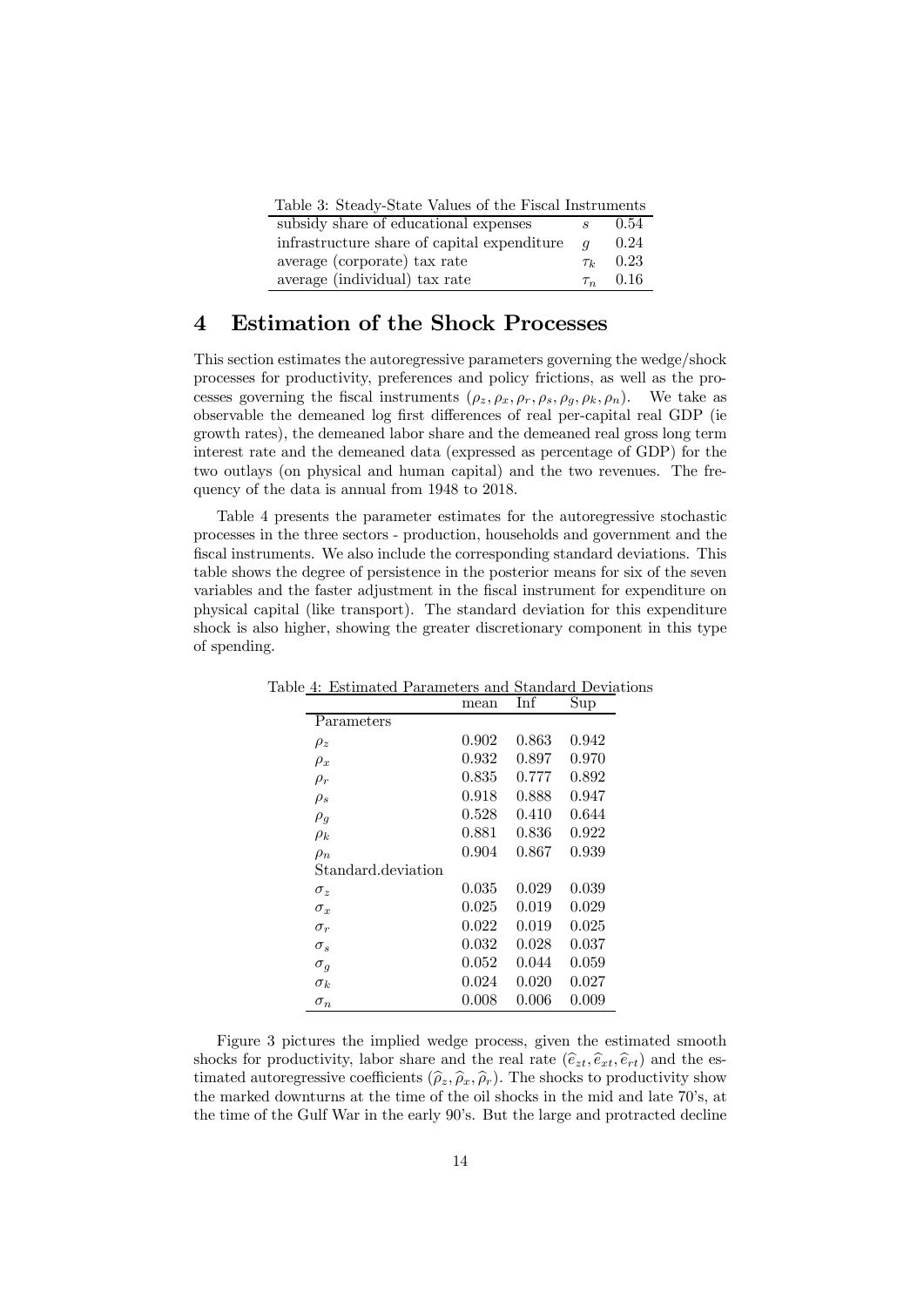Table 3: Steady-State Values of the Fiscal Instruments

| | | |
|---|---|---|
| subsidy share of educational expenses | $s$ | 0.54 |
| infrastructure share of capital expenditure | $g$ | 0.24 |
| average (corporate) tax rate | $\tau_k$ | 0.23 |
| average (individual) tax rate | $\tau_n$ | 0.16 |

# 4 Estimation of the Shock Processes

This section estimates the autoregressive parameters governing the wedge/shock processes for productivity, preferences and policy frictions, as well as the processes governing the fiscal instruments $(\rho_z, \rho_x, \rho_r, \rho_s, \rho_g, \rho_k, \rho_n)$. We take as observable the demeaned log first differences of real per-capital real GDP (ie growth rates), the demeaned labor share and the demeaned real gross long term interest rate and the demeaned data (expressed as percentage of GDP) for the two outlays (on physical and human capital) and the two revenues. The frequency of the data is annual from 1948 to 2018.

Table 4 presents the parameter estimates for the autoregressive stochastic processes in the three sectors - production, households and government and the fiscal instruments. We also include the corresponding standard deviations. This table shows the degree of persistence in the posterior means for six of the seven variables and the faster adjustment in the fiscal instrument for expenditure on physical capital (like transport). The standard deviation for this expenditure shock is also higher, showing the greater discretionary component in this type of spending.

Table 4: Estimated Parameters and Standard Deviations

| | mean | Inf | Sup |
|---|---|---|---|
| Parameters | | | |
| $\rho_z$ | 0.902 | 0.863 | 0.942 |
| $\rho_x$ | 0.932 | 0.897 | 0.970 |
| $\rho_r$ | 0.835 | 0.777 | 0.892 |
| $\rho_s$ | 0.918 | 0.888 | 0.947 |
| $\rho_g$ | 0.528 | 0.410 | 0.644 |
| $\rho_k$ | 0.881 | 0.836 | 0.922 |
| $\rho_n$ | 0.904 | 0.867 | 0.939 |
| Standard.deviation | | | |
| $\sigma_z$ | 0.035 | 0.029 | 0.039 |
| $\sigma_x$ | 0.025 | 0.019 | 0.029 |
| $\sigma_r$ | 0.022 | 0.019 | 0.025 |
| $\sigma_s$ | 0.032 | 0.028 | 0.037 |
| $\sigma_g$ | 0.052 | 0.044 | 0.059 |
| $\sigma_k$ | 0.024 | 0.020 | 0.027 |
| $\sigma_n$ | 0.008 | 0.006 | 0.009 |

Figure 3 pictures the implied wedge process, given the estimated smooth shocks for productivity, labor share and the real rate $(\widehat{e}_{zt}, \widehat{e}_{xt}, \widehat{e}_{rt})$ and the estimated autoregressive coefficients $(\widehat{\rho}_z, \widehat{\rho}_x, \widehat{\rho}_r)$. The shocks to productivity show the marked downturns at the time of the oil shocks in the mid and late 70's, at the time of the Gulf War in the early 90's. But the large and protracted decline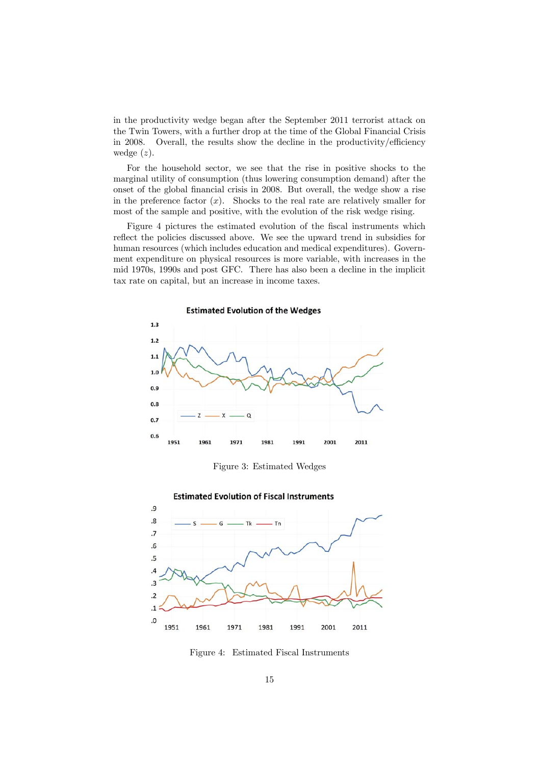in the productivity wedge began after the September 2011 terrorist attack on the Twin Towers, with a further drop at the time of the Global Financial Crisis in 2008. Overall, the results show the decline in the productivity/efficiency wedge ($z$).

For the household sector, we see that the rise in positive shocks to the marginal utility of consumption (thus lowering consumption demand) after the onset of the global financial crisis in 2008. But overall, the wedge show a rise in the preference factor ($x$). Shocks to the real rate are relatively smaller for most of the sample and positive, with the evolution of the risk wedge rising.

Figure 4 pictures the estimated evolution of the fiscal instruments which reflect the policies discussed above. We see the upward trend in subsidies for human resources (which includes education and medical expenditures). Government expenditure on physical resources is more variable, with increases in the mid 1970s, 1990s and post GFC. There has also been a decline in the implicit tax rate on capital, but an increase in income taxes.

Figure 3: Estimated Wedges

Figure 4: Estimated Fiscal Instruments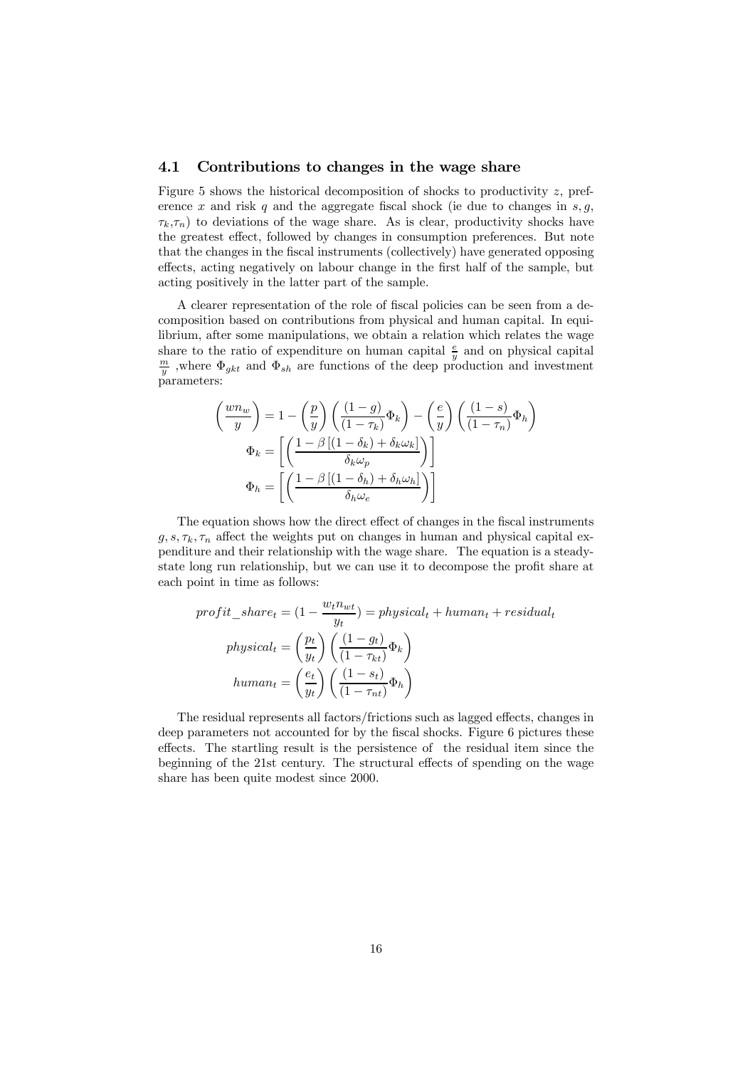### 4.1 Contributions to changes in the wage share

Figure 5 shows the historical decomposition of shocks to productivity $z$, preference $x$ and risk $q$ and the aggregate fiscal shock (ie due to changes in $s, g, \tau_k, \tau_n$) to deviations of the wage share. As is clear, productivity shocks have the greatest effect, followed by changes in consumption preferences. But note that the changes in the fiscal instruments (collectively) have generated opposing effects, acting negatively on labour change in the first half of the sample, but acting positively in the latter part of the sample.

A clearer representation of the role of fiscal policies can be seen from a decomposition based on contributions from physical and human capital. In equilibrium, after some manipulations, we obtain a relation which relates the wage share to the ratio of expenditure on human capital $\frac{e}{y}$ and on physical capital $\frac{m}{y}$ ,where $\Phi_{gkt}$ and $\Phi_{sh}$ are functions of the deep production and investment parameters:

$$\left(\frac{wn_w}{y}\right) = 1 - \left(\frac{p}{y}\right)\left(\frac{(1-g)}{(1-\tau_k)}\Phi_k\right) - \left(\frac{e}{y}\right)\left(\frac{(1-s)}{(1-\tau_n)}\Phi_h\right)$$

$$\Phi_k = \left[\left(\frac{1-\beta\left[(1-\delta_k)+\delta_k\omega_k\right]}{\delta_k\omega_p}\right)\right]$$

$$\Phi_h = \left[\left(\frac{1-\beta\left[(1-\delta_h)+\delta_h\omega_h\right]}{\delta_h\omega_e}\right)\right]$$

The equation shows how the direct effect of changes in the fiscal instruments $g, s, \tau_k, \tau_n$ affect the weights put on changes in human and physical capital expenditure and their relationship with the wage share. The equation is a steady-state long run relationship, but we can use it to decompose the profit share at each point in time as follows:

$$profit\_share_t = \left(1 - \frac{w_t n_{wt}}{y_t}\right) = physical_t + human_t + residual_t$$

$$physical_t = \left(\frac{p_t}{y_t}\right)\left(\frac{(1-g_t)}{(1-\tau_{kt})}\Phi_k\right)$$

$$human_t = \left(\frac{e_t}{y_t}\right)\left(\frac{(1-s_t)}{(1-\tau_{nt})}\Phi_h\right)$$

The residual represents all factors/frictions such as lagged effects, changes in deep parameters not accounted for by the fiscal shocks. Figure 6 pictures these effects. The startling result is the persistence of the residual item since the beginning of the 21st century. The structural effects of spending on the wage share has been quite modest since 2000.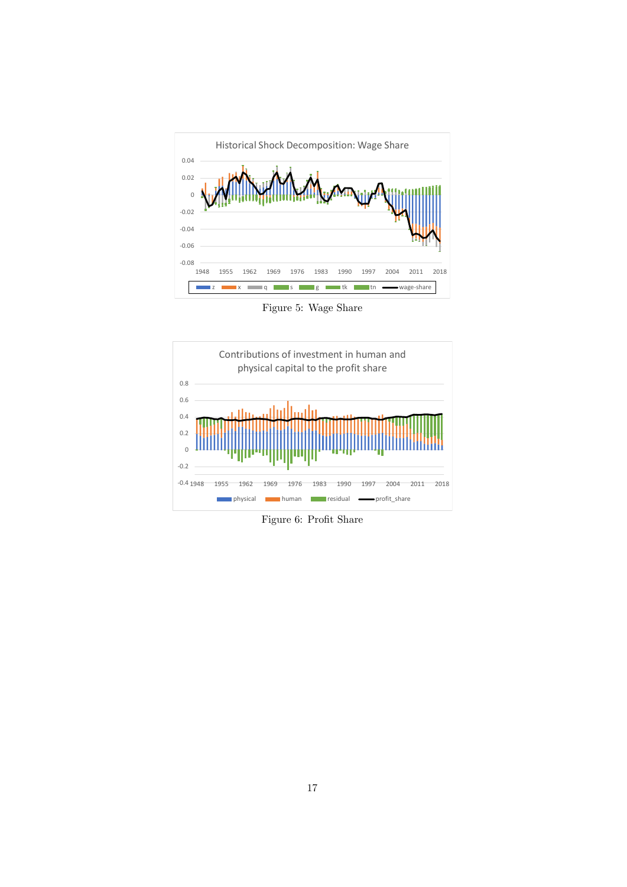Figure 5: Wage Share

Figure 6: Profit Share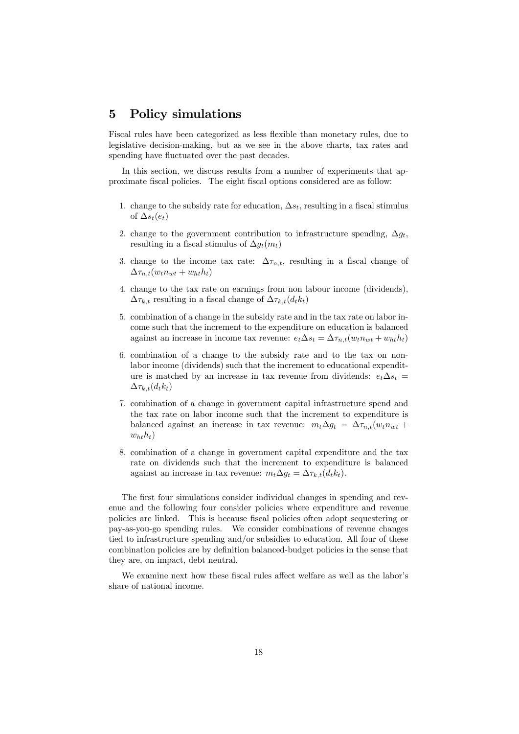# 5 Policy simulations

Fiscal rules have been categorized as less flexible than monetary rules, due to legislative decision-making, but as we see in the above charts, tax rates and spending have fluctuated over the past decades.

In this section, we discuss results from a number of experiments that approximate fiscal policies. The eight fiscal options considered are as follow:

1. change to the subsidy rate for education, $\Delta s_t$, resulting in a fiscal stimulus of $\Delta s_t(e_t)$
2. change to the government contribution to infrastructure spending, $\Delta g_t$, resulting in a fiscal stimulus of $\Delta g_t(m_t)$
3. change to the income tax rate: $\Delta \tau_{n,t}$, resulting in a fiscal change of $\Delta \tau_{n,t}(w_t n_{wt} + w_{ht} h_t)$
4. change to the tax rate on earnings from non labour income (dividends), $\Delta \tau_{k,t}$ resulting in a fiscal change of $\Delta \tau_{k,t}(d_t k_t)$
5. combination of a change in the subsidy rate and in the tax rate on labor income such that the increment to the expenditure on education is balanced against an increase in income tax revenue: $e_t \Delta s_t = \Delta \tau_{n,t}(w_t n_{wt} + w_{ht} h_t)$
6. combination of a change to the subsidy rate and to the tax on non-labor income (dividends) such that the increment to educational expenditure is matched by an increase in tax revenue from dividends: $e_t \Delta s_t = \Delta \tau_{k,t}(d_t k_t)$
7. combination of a change in government capital infrastructure spend and the tax rate on labor income such that the increment to expenditure is balanced against an increase in tax revenue: $m_t \Delta g_t = \Delta \tau_{n,t}(w_t n_{wt} + w_{ht} h_t)$
8. combination of a change in government capital expenditure and the tax rate on dividends such that the increment to expenditure is balanced against an increase in tax revenue: $m_t \Delta g_t = \Delta \tau_{k,t}(d_t k_t)$.

The first four simulations consider individual changes in spending and revenue and the following four consider policies where expenditure and revenue policies are linked. This is because fiscal policies often adopt sequestering or pay-as-you-go spending rules. We consider combinations of revenue changes tied to infrastructure spending and/or subsidies to education. All four of these combination policies are by definition balanced-budget policies in the sense that they are, on impact, debt neutral.

We examine next how these fiscal rules affect welfare as well as the labor's share of national income.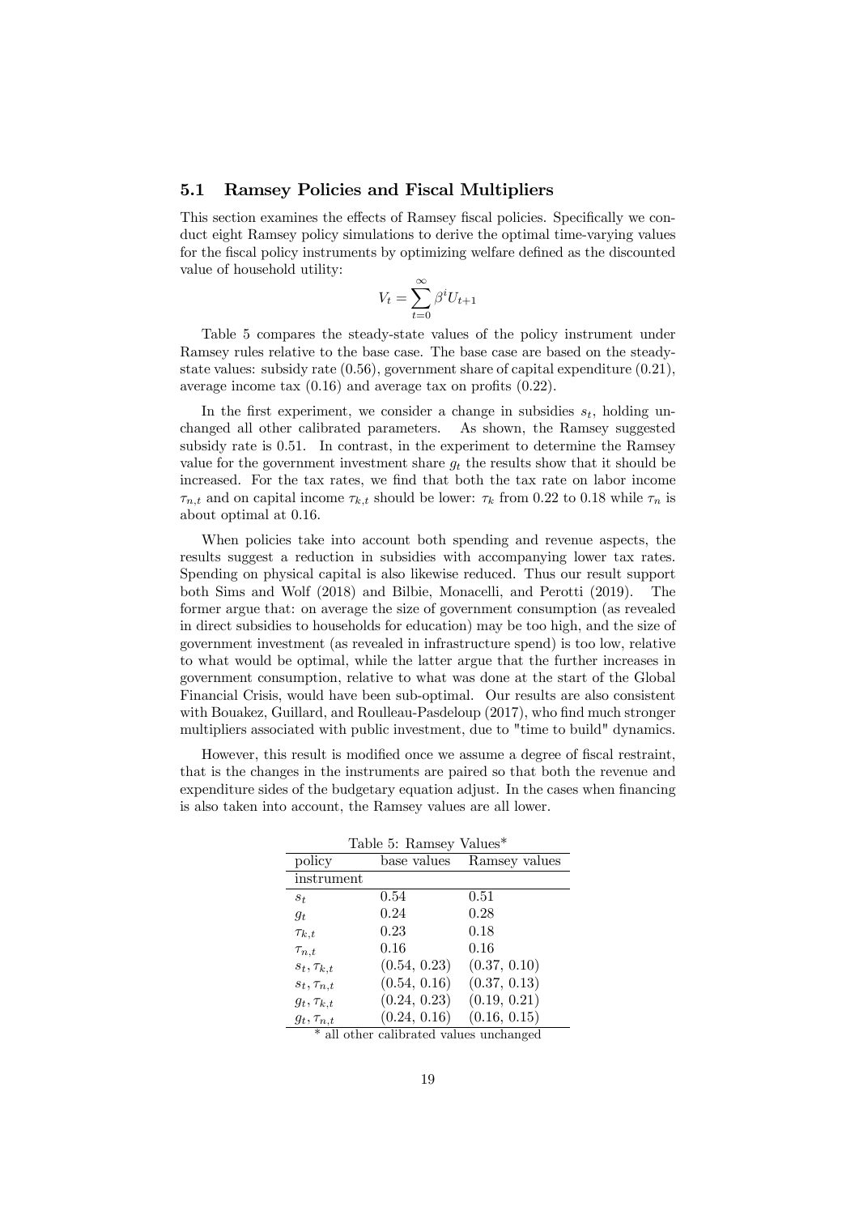### 5.1 Ramsey Policies and Fiscal Multipliers

This section examines the effects of Ramsey fiscal policies. Specifically we conduct eight Ramsey policy simulations to derive the optimal time-varying values for the fiscal policy instruments by optimizing welfare defined as the discounted value of household utility:

$$V_t = \sum_{t=0}^{\infty} \beta^i U_{t+1}$$

Table 5 compares the steady-state values of the policy instrument under Ramsey rules relative to the base case. The base case are based on the steady-state values: subsidy rate (0.56), government share of capital expenditure (0.21), average income tax (0.16) and average tax on profits (0.22).

In the first experiment, we consider a change in subsidies $s_t$, holding unchanged all other calibrated parameters. As shown, the Ramsey suggested subsidy rate is 0.51. In contrast, in the experiment to determine the Ramsey value for the government investment share $g_t$ the results show that it should be increased. For the tax rates, we find that both the tax rate on labor income $\tau_{n,t}$ and on capital income $\tau_{k,t}$ should be lower: $\tau_k$ from 0.22 to 0.18 while $\tau_n$ is about optimal at 0.16.

When policies take into account both spending and revenue aspects, the results suggest a reduction in subsidies with accompanying lower tax rates. Spending on physical capital is also likewise reduced. Thus our result support both Sims and Wolf (2018) and Bilbie, Monacelli, and Perotti (2019). The former argue that: on average the size of government consumption (as revealed in direct subsidies to households for education) may be too high, and the size of government investment (as revealed in infrastructure spend) is too low, relative to what would be optimal, while the latter argue that the further increases in government consumption, relative to what was done at the start of the Global Financial Crisis, would have been sub-optimal. Our results are also consistent with Bouakez, Guillard, and Roulleau-Pasdeloup (2017), who find much stronger multipliers associated with public investment, due to "time to build" dynamics.

However, this result is modified once we assume a degree of fiscal restraint, that is the changes in the instruments are paired so that both the revenue and expenditure sides of the budgetary equation adjust. In the cases when financing is also taken into account, the Ramsey values are all lower.

Table 5: Ramsey Values*

| policy instrument | base values | Ramsey values |
|---|---|---|
| $s_t$ | 0.54 | 0.51 |
| $g_t$ | 0.24 | 0.28 |
| $\tau_{k,t}$ | 0.23 | 0.18 |
| $\tau_{n,t}$ | 0.16 | 0.16 |
| $s_t, \tau_{k,t}$ | (0.54, 0.23) | (0.37, 0.10) |
| $s_t, \tau_{n,t}$ | (0.54, 0.16) | (0.37, 0.13) |
| $g_t, \tau_{k,t}$ | (0.24, 0.23) | (0.19, 0.21) |
| $g_t, \tau_{n,t}$ | (0.24, 0.16) | (0.16, 0.15) |

\* all other calibrated values unchanged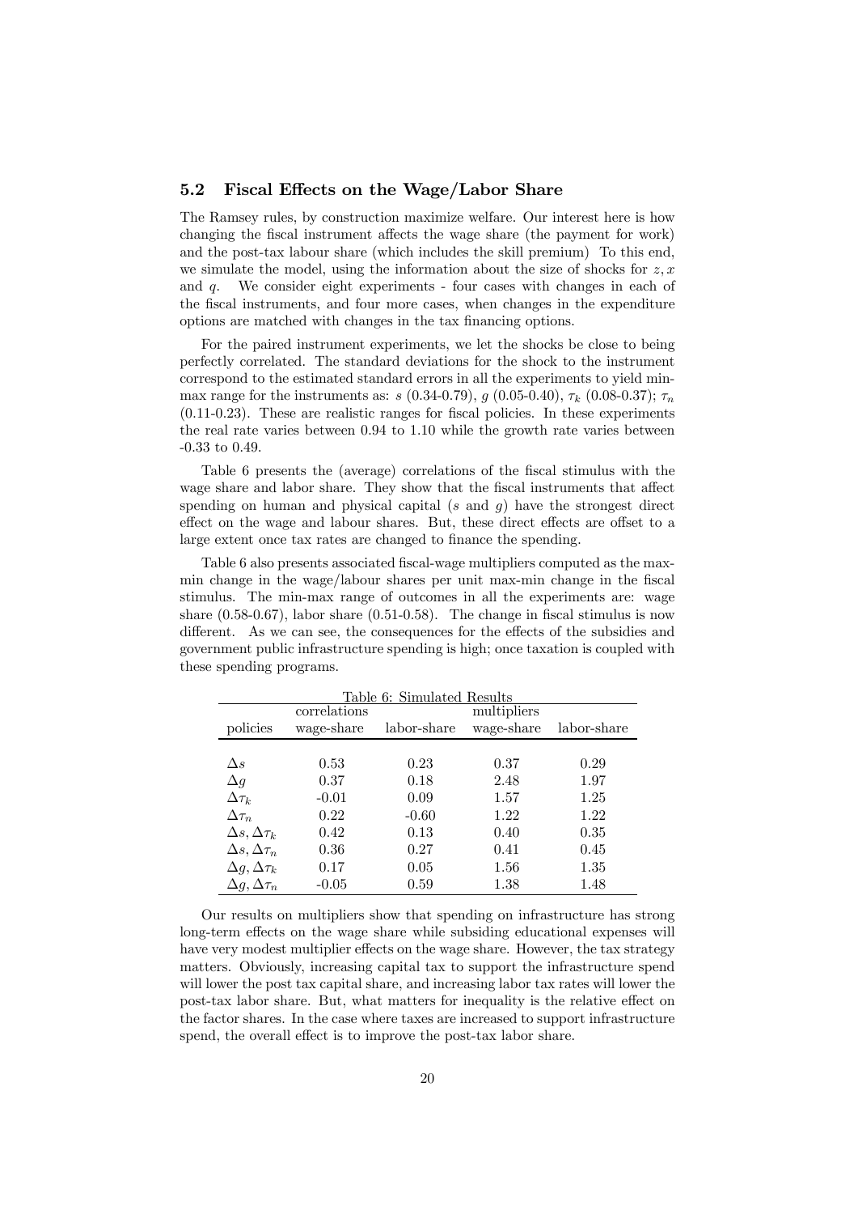### 5.2 Fiscal Effects on the Wage/Labor Share

The Ramsey rules, by construction maximize welfare. Our interest here is how changing the fiscal instrument affects the wage share (the payment for work) and the post-tax labour share (which includes the skill premium) To this end, we simulate the model, using the information about the size of shocks for $z, x$ and $q$. We consider eight experiments - four cases with changes in each of the fiscal instruments, and four more cases, when changes in the expenditure options are matched with changes in the tax financing options.

For the paired instrument experiments, we let the shocks be close to being perfectly correlated. The standard deviations for the shock to the instrument correspond to the estimated standard errors in all the experiments to yield min-max range for the instruments as: $s$ (0.34-0.79), $g$ (0.05-0.40), $\tau_k$ (0.08-0.37); $\tau_n$ (0.11-0.23). These are realistic ranges for fiscal policies. In these experiments the real rate varies between 0.94 to 1.10 while the growth rate varies between -0.33 to 0.49.

Table 6 presents the (average) correlations of the fiscal stimulus with the wage share and labor share. They show that the fiscal instruments that affect spending on human and physical capital ($s$ and $g$) have the strongest direct effect on the wage and labour shares. But, these direct effects are offset to a large extent once tax rates are changed to finance the spending.

Table 6 also presents associated fiscal-wage multipliers computed as the max-min change in the wage/labour shares per unit max-min change in the fiscal stimulus. The min-max range of outcomes in all the experiments are: wage share (0.58-0.67), labor share (0.51-0.58). The change in fiscal stimulus is now different. As we can see, the consequences for the effects of the subsidies and government public infrastructure spending is high; once taxation is coupled with these spending programs.

Table 6: Simulated Results

| | correlations | | multipliers | |
|---|---|---|---|---|
| policies | wage-share | labor-share | wage-share | labor-share |
| $\Delta s$ | 0.53 | 0.23 | 0.37 | 0.29 |
| $\Delta g$ | 0.37 | 0.18 | 2.48 | 1.97 |
| $\Delta \tau_k$ | -0.01 | 0.09 | 1.57 | 1.25 |
| $\Delta \tau_n$ | 0.22 | -0.60 | 1.22 | 1.22 |
| $\Delta s, \Delta \tau_k$ | 0.42 | 0.13 | 0.40 | 0.35 |
| $\Delta s, \Delta \tau_n$ | 0.36 | 0.27 | 0.41 | 0.45 |
| $\Delta g, \Delta \tau_k$ | 0.17 | 0.05 | 1.56 | 1.35 |
| $\Delta g, \Delta \tau_n$ | -0.05 | 0.59 | 1.38 | 1.48 |

Our results on multipliers show that spending on infrastructure has strong long-term effects on the wage share while subsiding educational expenses will have very modest multiplier effects on the wage share. However, the tax strategy matters. Obviously, increasing capital tax to support the infrastructure spend will lower the post tax capital share, and increasing labor tax rates will lower the post-tax labor share. But, what matters for inequality is the relative effect on the factor shares. In the case where taxes are increased to support infrastructure spend, the overall effect is to improve the post-tax labor share.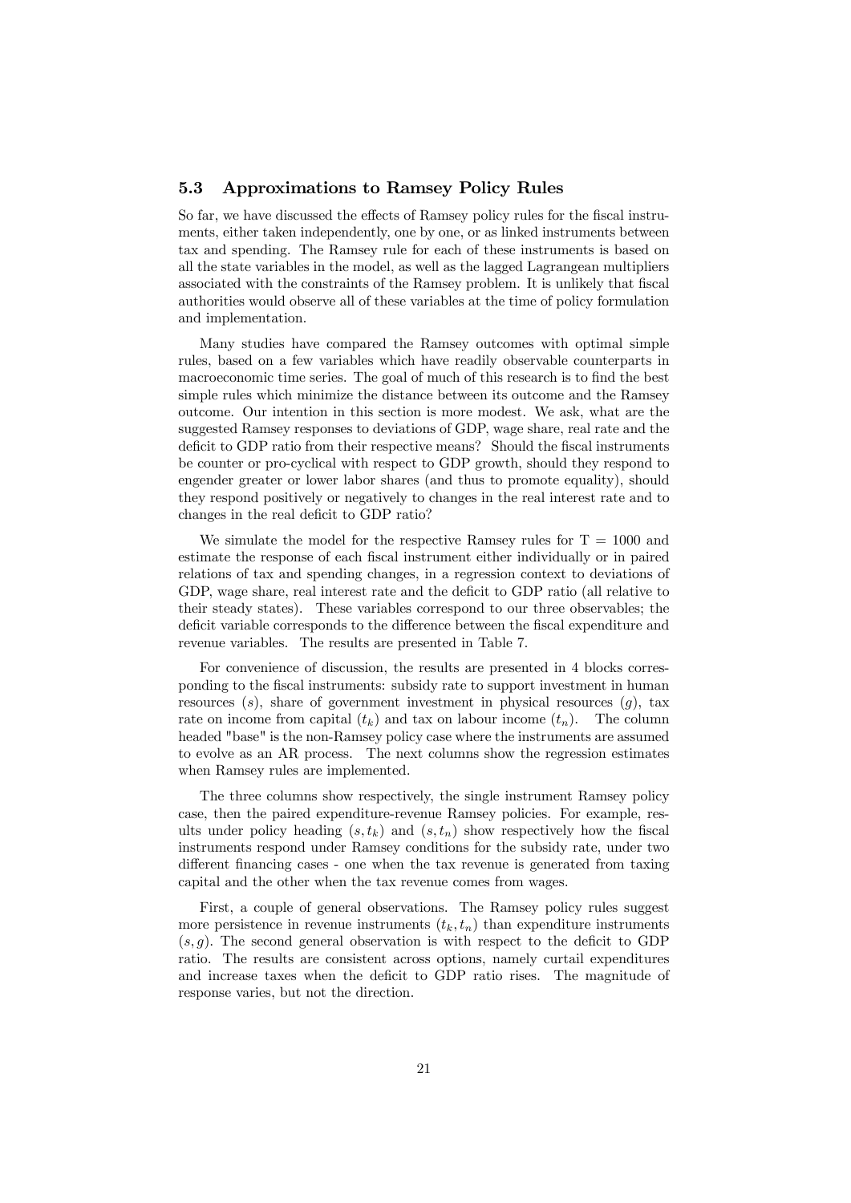### 5.3 Approximations to Ramsey Policy Rules

So far, we have discussed the effects of Ramsey policy rules for the fiscal instruments, either taken independently, one by one, or as linked instruments between tax and spending. The Ramsey rule for each of these instruments is based on all the state variables in the model, as well as the lagged Lagrangean multipliers associated with the constraints of the Ramsey problem. It is unlikely that fiscal authorities would observe all of these variables at the time of policy formulation and implementation.

Many studies have compared the Ramsey outcomes with optimal simple rules, based on a few variables which have readily observable counterparts in macroeconomic time series. The goal of much of this research is to find the best simple rules which minimize the distance between its outcome and the Ramsey outcome. Our intention in this section is more modest. We ask, what are the suggested Ramsey responses to deviations of GDP, wage share, real rate and the deficit to GDP ratio from their respective means? Should the fiscal instruments be counter or pro-cyclical with respect to GDP growth, should they respond to engender greater or lower labor shares (and thus to promote equality), should they respond positively or negatively to changes in the real interest rate and to changes in the real deficit to GDP ratio?

We simulate the model for the respective Ramsey rules for T = 1000 and estimate the response of each fiscal instrument either individually or in paired relations of tax and spending changes, in a regression context to deviations of GDP, wage share, real interest rate and the deficit to GDP ratio (all relative to their steady states). These variables correspond to our three observables; the deficit variable corresponds to the difference between the fiscal expenditure and revenue variables. The results are presented in Table 7.

For convenience of discussion, the results are presented in 4 blocks corresponding to the fiscal instruments: subsidy rate to support investment in human resources ($s$), share of government investment in physical resources ($g$), tax rate on income from capital ($t_k$) and tax on labour income ($t_n$). The column headed "base" is the non-Ramsey policy case where the instruments are assumed to evolve as an AR process. The next columns show the regression estimates when Ramsey rules are implemented.

The three columns show respectively, the single instrument Ramsey policy case, then the paired expenditure-revenue Ramsey policies. For example, results under policy heading $(s, t_k)$ and $(s, t_n)$ show respectively how the fiscal instruments respond under Ramsey conditions for the subsidy rate, under two different financing cases - one when the tax revenue is generated from taxing capital and the other when the tax revenue comes from wages.

First, a couple of general observations. The Ramsey policy rules suggest more persistence in revenue instruments $(t_k, t_n)$ than expenditure instruments $(s, g)$. The second general observation is with respect to the deficit to GDP ratio. The results are consistent across options, namely curtail expenditures and increase taxes when the deficit to GDP ratio rises. The magnitude of response varies, but not the direction.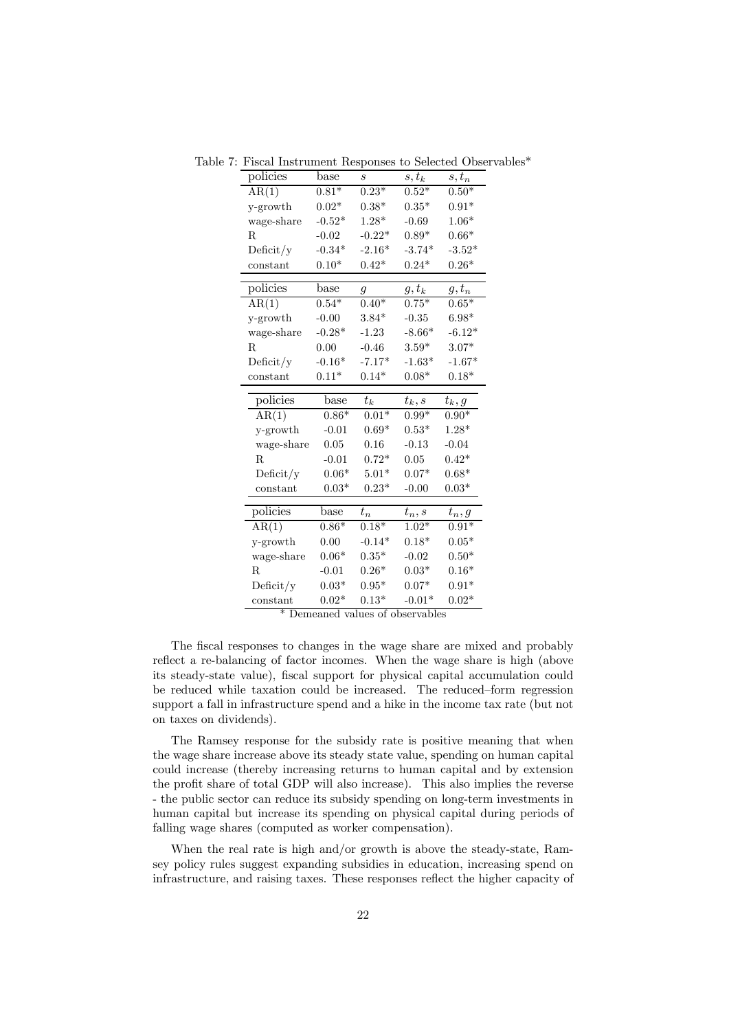Table 7: Fiscal Instrument Responses to Selected Observables*

| policies | base | $s$ | $s, t_k$ | $s, t_n$ |
|---|---|---|---|---|
| AR(1) | 0.81* | 0.23* | 0.52* | 0.50* |
| y-growth | 0.02* | 0.38* | 0.35* | 0.91* |
| wage-share | -0.52* | 1.28* | -0.69 | 1.06* |
| R | -0.02 | -0.22* | 0.89* | 0.66* |
| Deficit/y | -0.34* | -2.16* | -3.74* | -3.52* |
| constant | 0.10* | 0.42* | 0.24* | 0.26* |

| policies | base | $g$ | $g, t_k$ | $g, t_n$ |
|---|---|---|---|---|
| AR(1) | 0.54* | 0.40* | 0.75* | 0.65* |
| y-growth | -0.00 | 3.84* | -0.35 | 6.98* |
| wage-share | -0.28* | -1.23 | -8.66* | -6.12* |
| R | 0.00 | -0.46 | 3.59* | 3.07* |
| Deficit/y | -0.16* | -7.17* | -1.63* | -1.67* |
| constant | 0.11* | 0.14* | 0.08* | 0.18* |

| policies | base | $t_k$ | $t_k, s$ | $t_k, g$ |
|---|---|---|---|---|
| AR(1) | 0.86* | 0.01* | 0.99* | 0.90* |
| y-growth | -0.01 | 0.69* | 0.53* | 1.28* |
| wage-share | 0.05 | 0.16 | -0.13 | -0.04 |
| R | -0.01 | 0.72* | 0.05 | 0.42* |
| Deficit/y | 0.06* | 5.01* | 0.07* | 0.68* |
| constant | 0.03* | 0.23* | -0.00 | 0.03* |

| policies | base | $t_n$ | $t_n, s$ | $t_n, g$ |
|---|---|---|---|---|
| AR(1) | 0.86* | 0.18* | 1.02* | 0.91* |
| y-growth | 0.00 | -0.14* | 0.18* | 0.05* |
| wage-share | 0.06* | 0.35* | -0.02 | 0.50* |
| R | -0.01 | 0.26* | 0.03* | 0.16* |
| Deficit/y | 0.03* | 0.95* | 0.07* | 0.91* |
| constant | 0.02* | 0.13* | -0.01* | 0.02* |

* Demeaned values of observables

The fiscal responses to changes in the wage share are mixed and probably reflect a re-balancing of factor incomes. When the wage share is high (above its steady-state value), fiscal support for physical capital accumulation could be reduced while taxation could be increased. The reduced–form regression support a fall in infrastructure spend and a hike in the income tax rate (but not on taxes on dividends).

The Ramsey response for the subsidy rate is positive meaning that when the wage share increase above its steady state value, spending on human capital could increase (thereby increasing returns to human capital and by extension the profit share of total GDP will also increase). This also implies the reverse - the public sector can reduce its subsidy spending on long-term investments in human capital but increase its spending on physical capital during periods of falling wage shares (computed as worker compensation).

When the real rate is high and/or growth is above the steady-state, Ramsey policy rules suggest expanding subsidies in education, increasing spend on infrastructure, and raising taxes. These responses reflect the higher capacity of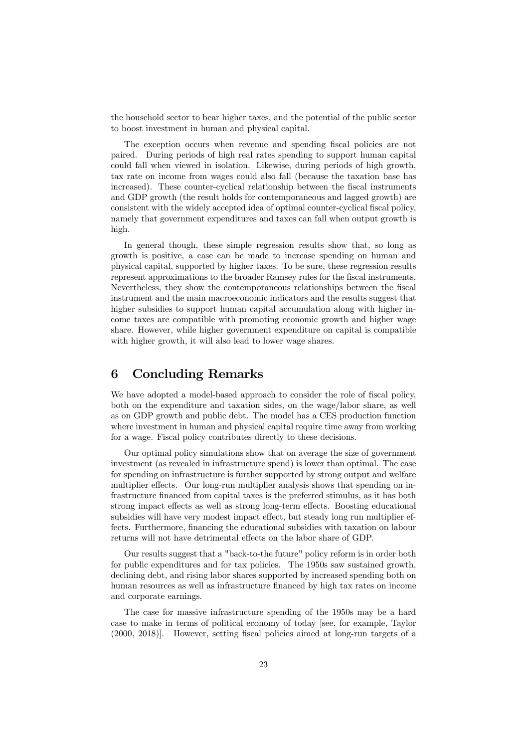the household sector to bear higher taxes, and the potential of the public sector to boost investment in human and physical capital.

The exception occurs when revenue and spending fiscal policies are not paired. During periods of high real rates spending to support human capital could fall when viewed in isolation. Likewise, during periods of high growth, tax rate on income from wages could also fall (because the taxation base has increased). These counter-cyclical relationship between the fiscal instruments and GDP growth (the result holds for contemporaneous and lagged growth) are consistent with the widely accepted idea of optimal counter-cyclical fiscal policy, namely that government expenditures and taxes can fall when output growth is high.

In general though, these simple regression results show that, so long as growth is positive, a case can be made to increase spending on human and physical capital, supported by higher taxes. To be sure, these regression results represent approximations to the broader Ramsey rules for the fiscal instruments. Nevertheless, they show the contemporaneous relationships between the fiscal instrument and the main macroeconomic indicators and the results suggest that higher subsidies to support human capital accumulation along with higher income taxes are compatible with promoting economic growth and higher wage share. However, while higher government expenditure on capital is compatible with higher growth, it will also lead to lower wage shares.

# 6 Concluding Remarks

We have adopted a model-based approach to consider the role of fiscal policy, both on the expenditure and taxation sides, on the wage/labor share, as well as on GDP growth and public debt. The model has a CES production function where investment in human and physical capital require time away from working for a wage. Fiscal policy contributes directly to these decisions.

Our optimal policy simulations show that on average the size of government investment (as revealed in infrastructure spend) is lower than optimal. The case for spending on infrastructure is further supported by strong output and welfare multiplier effects. Our long-run multiplier analysis shows that spending on infrastructure financed from capital taxes is the preferred stimulus, as it has both strong impact effects as well as strong long-term effects. Boosting educational subsidies will have very modest impact effect, but steady long run multiplier effects. Furthermore, financing the educational subsidies with taxation on labour returns will not have detrimental effects on the labor share of GDP.

Our results suggest that a "back-to-the future" policy reform is in order both for public expenditures and for tax policies. The 1950s saw sustained growth, declining debt, and rising labor shares supported by increased spending both on human resources as well as infrastructure financed by high tax rates on income and corporate earnings.

The case for massive infrastructure spending of the 1950s may be a hard case to make in terms of political economy of today [see, for example, Taylor (2000, 2018)]. However, setting fiscal policies aimed at long-run targets of a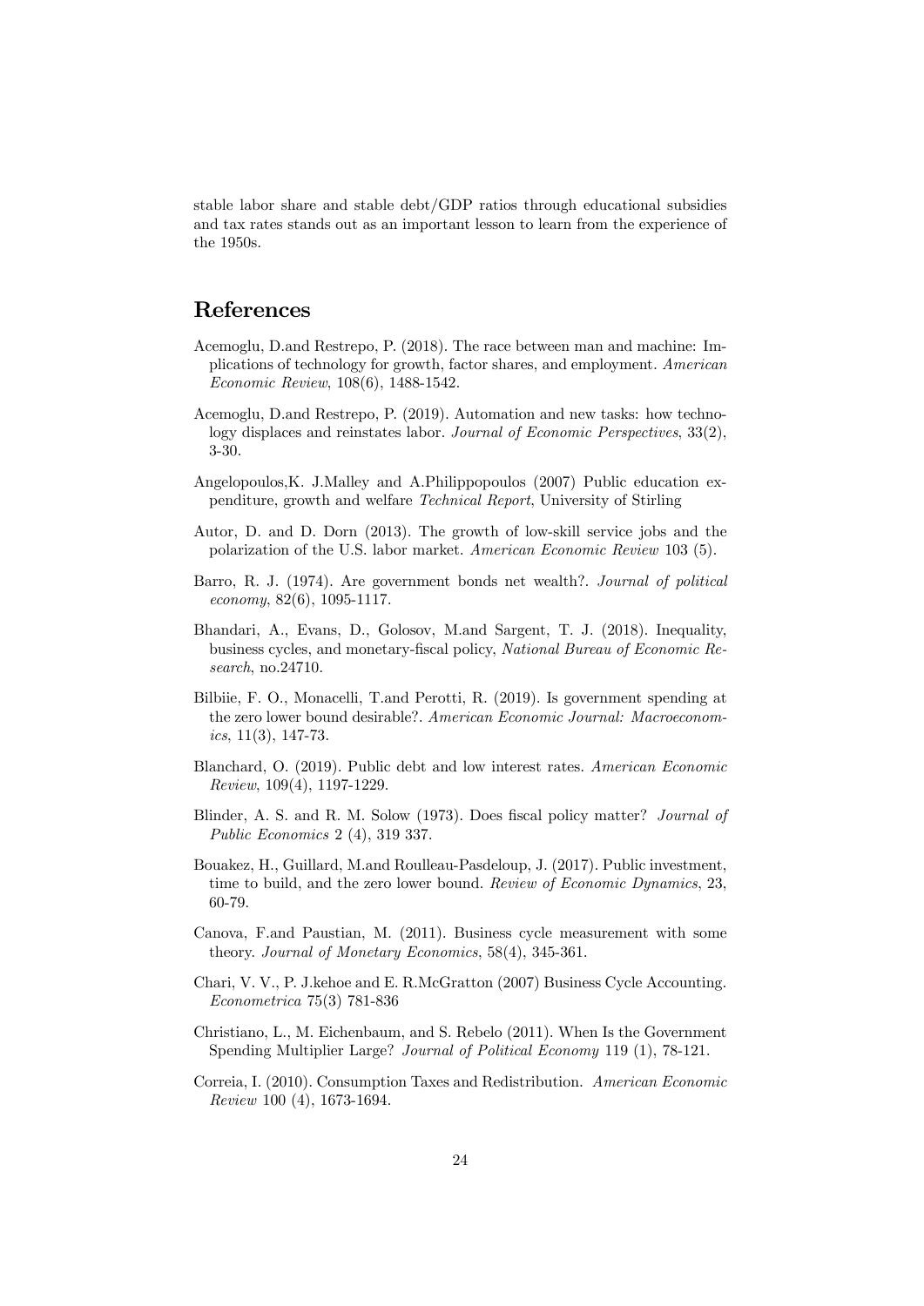stable labor share and stable debt/GDP ratios through educational subsidies and tax rates stands out as an important lesson to learn from the experience of the 1950s.

## References

Acemoglu, D.and Restrepo, P. (2018). The race between man and machine: Implications of technology for growth, factor shares, and employment. *American Economic Review*, 108(6), 1488-1542.

Acemoglu, D.and Restrepo, P. (2019). Automation and new tasks: how technology displaces and reinstates labor. *Journal of Economic Perspectives*, 33(2), 3-30.

Angelopoulos,K. J.Malley and A.Philippopoulos (2007) Public education expenditure, growth and welfare *Technical Report*, University of Stirling

Autor, D. and D. Dorn (2013). The growth of low-skill service jobs and the polarization of the U.S. labor market. *American Economic Review* 103 (5).

Barro, R. J. (1974). Are government bonds net wealth?. *Journal of political economy*, 82(6), 1095-1117.

Bhandari, A., Evans, D., Golosov, M.and Sargent, T. J. (2018). Inequality, business cycles, and monetary-fiscal policy, *National Bureau of Economic Research*, no.24710.

Bilbiie, F. O., Monacelli, T.and Perotti, R. (2019). Is government spending at the zero lower bound desirable?. *American Economic Journal: Macroeconomics*, 11(3), 147-73.

Blanchard, O. (2019). Public debt and low interest rates. *American Economic Review*, 109(4), 1197-1229.

Blinder, A. S. and R. M. Solow (1973). Does fiscal policy matter? *Journal of Public Economics* 2 (4), 319 337.

Bouakez, H., Guillard, M.and Roulleau-Pasdeloup, J. (2017). Public investment, time to build, and the zero lower bound. *Review of Economic Dynamics*, 23, 60-79.

Canova, F.and Paustian, M. (2011). Business cycle measurement with some theory. *Journal of Monetary Economics*, 58(4), 345-361.

Chari, V. V., P. J.kehoe and E. R.McGratton (2007) Business Cycle Accounting. *Econometrica* 75(3) 781-836

Christiano, L., M. Eichenbaum, and S. Rebelo (2011). When Is the Government Spending Multiplier Large? *Journal of Political Economy* 119 (1), 78-121.

Correia, I. (2010). Consumption Taxes and Redistribution. *American Economic Review* 100 (4), 1673-1694.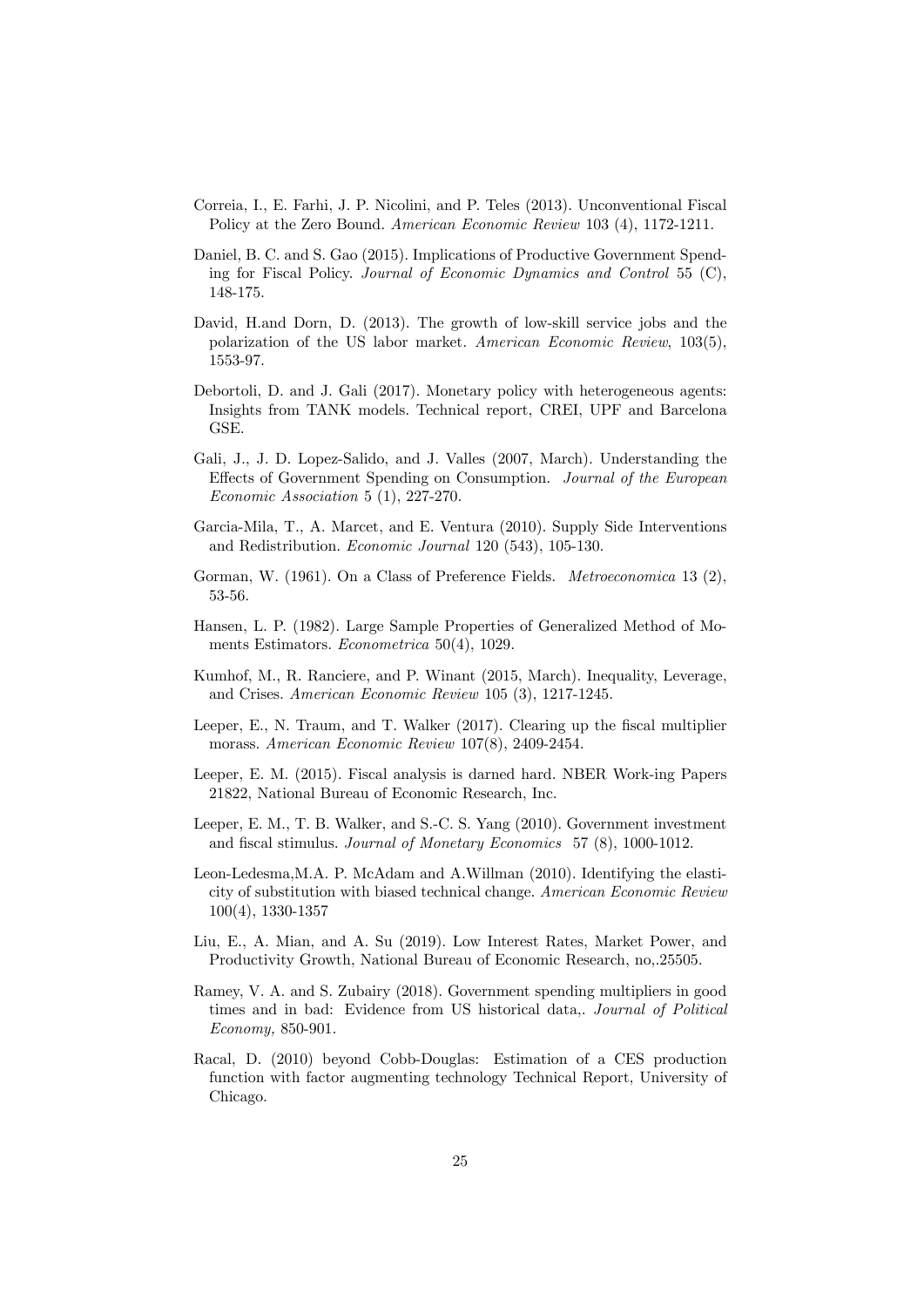Correia, I., E. Farhi, J. P. Nicolini, and P. Teles (2013). Unconventional Fiscal Policy at the Zero Bound. *American Economic Review* 103 (4), 1172-1211.

Daniel, B. C. and S. Gao (2015). Implications of Productive Government Spending for Fiscal Policy. *Journal of Economic Dynamics and Control* 55 (C), 148-175.

David, H.and Dorn, D. (2013). The growth of low-skill service jobs and the polarization of the US labor market. *American Economic Review*, 103(5), 1553-97.

Debortoli, D. and J. Gali (2017). Monetary policy with heterogeneous agents: Insights from TANK models. Technical report, CREI, UPF and Barcelona GSE.

Gali, J., J. D. Lopez-Salido, and J. Valles (2007, March). Understanding the Effects of Government Spending on Consumption. *Journal of the European Economic Association* 5 (1), 227-270.

Garcia-Mila, T., A. Marcet, and E. Ventura (2010). Supply Side Interventions and Redistribution. *Economic Journal* 120 (543), 105-130.

Gorman, W. (1961). On a Class of Preference Fields. *Metroeconomica* 13 (2), 53-56.

Hansen, L. P. (1982). Large Sample Properties of Generalized Method of Moments Estimators. *Econometrica* 50(4), 1029.

Kumhof, M., R. Ranciere, and P. Winant (2015, March). Inequality, Leverage, and Crises. *American Economic Review* 105 (3), 1217-1245.

Leeper, E., N. Traum, and T. Walker (2017). Clearing up the fiscal multiplier morass. *American Economic Review* 107(8), 2409-2454.

Leeper, E. M. (2015). Fiscal analysis is darned hard. NBER Work-ing Papers 21822, National Bureau of Economic Research, Inc.

Leeper, E. M., T. B. Walker, and S.-C. S. Yang (2010). Government investment and fiscal stimulus. *Journal of Monetary Economics* 57 (8), 1000-1012.

Leon-Ledesma,M.A. P. McAdam and A.Willman (2010). Identifying the elasticity of substitution with biased technical change. *American Economic Review* 100(4), 1330-1357

Liu, E., A. Mian, and A. Su (2019). Low Interest Rates, Market Power, and Productivity Growth, National Bureau of Economic Research, no,.25505.

Ramey, V. A. and S. Zubairy (2018). Government spending multipliers in good times and in bad: Evidence from US historical data,. *Journal of Political Economy,* 850-901.

Racal, D. (2010) beyond Cobb-Douglas: Estimation of a CES production function with factor augmenting technology Technical Report, University of Chicago.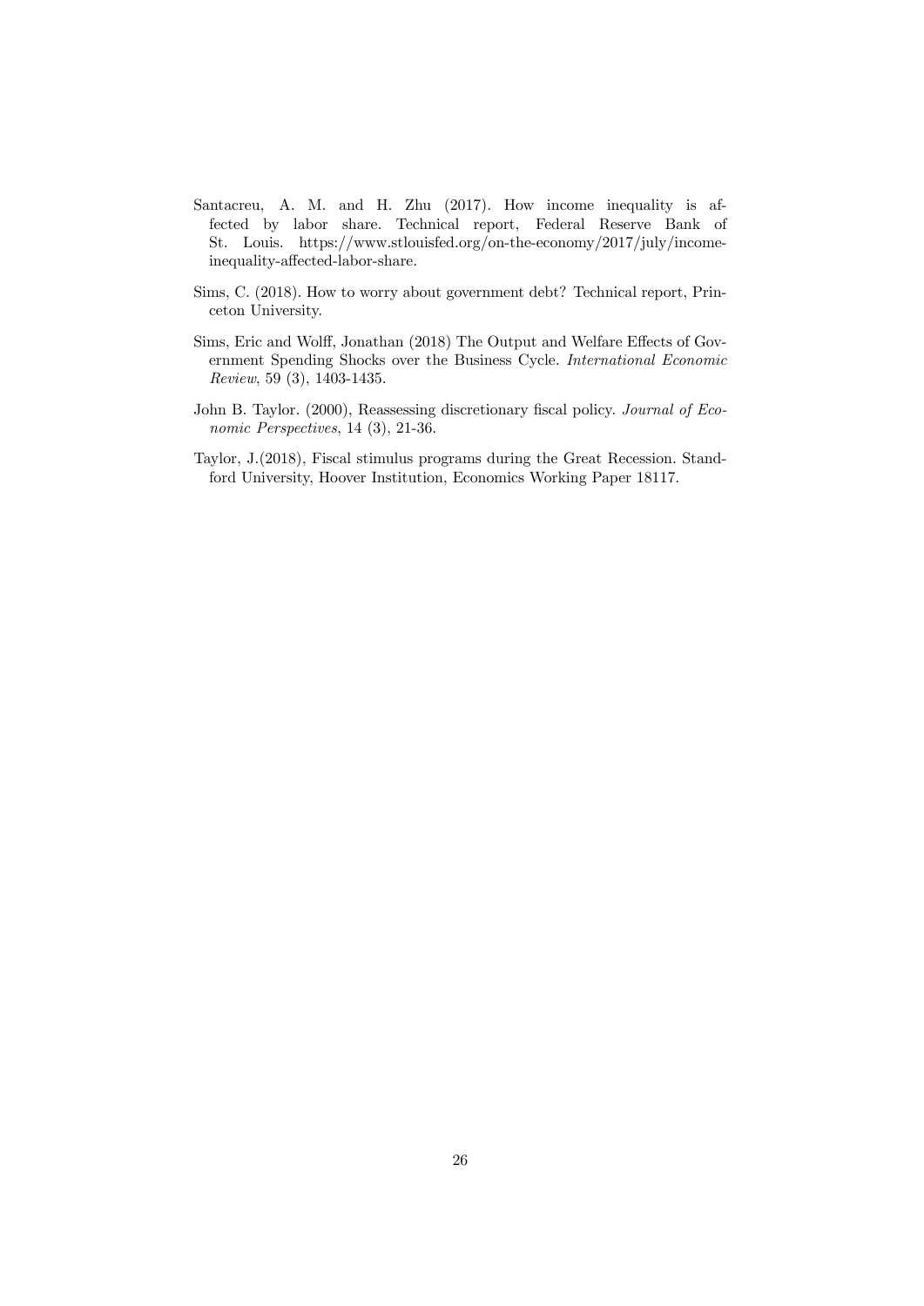Santacreu, A. M. and H. Zhu (2017). How income inequality is affected by labor share. Technical report, Federal Reserve Bank of St. Louis. https://www.stlouisfed.org/on-the-economy/2017/july/income-inequality-affected-labor-share.

Sims, C. (2018). How to worry about government debt? Technical report, Princeton University.

Sims, Eric and Wolff, Jonathan (2018) The Output and Welfare Effects of Government Spending Shocks over the Business Cycle. *International Economic Review*, 59 (3), 1403-1435.

John B. Taylor. (2000), Reassessing discretionary fiscal policy. *Journal of Economic Perspectives*, 14 (3), 21-36.

Taylor, J.(2018), Fiscal stimulus programs during the Great Recession. Standford University, Hoover Institution, Economics Working Paper 18117.